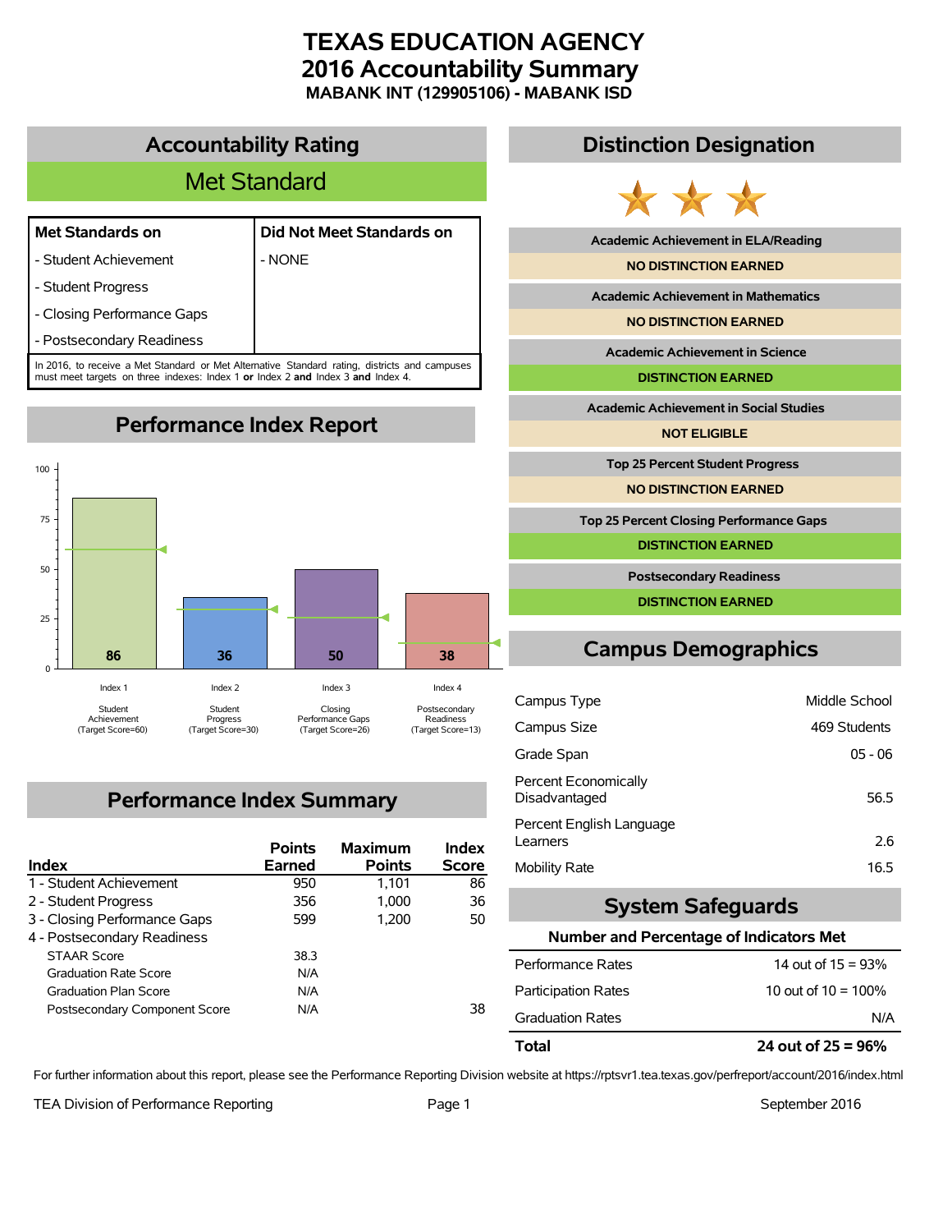# TEXAS EDUCATION AGENCY
# 2016 Accountability Summary
### MABANK INT (129905106) - MABANK ISD

## Accountability Rating

**Met Standard**

| Met Standards on | Did Not Meet Standards on |
|---|---|
| - Student Achievement | - NONE |
| - Student Progress | |
| - Closing Performance Gaps | |
| - Postsecondary Readiness | |

In 2016, to receive a Met Standard or Met Alternative Standard rating, districts and campuses must meet targets on three indexes: Index 1 **or** Index 2 **and** Index 3 **and** Index 4.

## Performance Index Report

| Index | Description | Score | Target Score |
|---|---|---|---|
| Index 1 | Student Achievement | 86 | 60 |
| Index 2 | Student Progress | 36 | 30 |
| Index 3 | Closing Performance Gaps | 50 | 26 |
| Index 4 | Postsecondary Readiness | 38 | 13 |

## Performance Index Summary

| Index | Points Earned | Maximum Points | Index Score |
|---|---|---|---|
| 1 - Student Achievement | 950 | 1,101 | 86 |
| 2 - Student Progress | 356 | 1,000 | 36 |
| 3 - Closing Performance Gaps | 599 | 1,200 | 50 |
| 4 - Postsecondary Readiness | | | |
| STAAR Score | 38.3 | | |
| Graduation Rate Score | N/A | | |
| Graduation Plan Score | N/A | | |
| Postsecondary Component Score | N/A | | 38 |

## Distinction Designation

| Distinction | Result |
|---|---|
| Academic Achievement in ELA/Reading | NO DISTINCTION EARNED |
| Academic Achievement in Mathematics | NO DISTINCTION EARNED |
| Academic Achievement in Science | DISTINCTION EARNED |
| Academic Achievement in Social Studies | NOT ELIGIBLE |
| Top 25 Percent Student Progress | NO DISTINCTION EARNED |
| Top 25 Percent Closing Performance Gaps | DISTINCTION EARNED |
| Postsecondary Readiness | DISTINCTION EARNED |

## Campus Demographics

| | |
|---|---|
| Campus Type | Middle School |
| Campus Size | 469 Students |
| Grade Span | 05 - 06 |
| Percent Economically Disadvantaged | 56.5 |
| Percent English Language Learners | 2.6 |
| Mobility Rate | 16.5 |

## System Safeguards

**Number and Percentage of Indicators Met**

| | |
|---|---|
| Performance Rates | 14 out of 15 = 93% |
| Participation Rates | 10 out of 10 = 100% |
| Graduation Rates | N/A |
| **Total** | **24 out of 25 = 96%** |

For further information about this report, please see the Performance Reporting Division website at https://rptsvr1.tea.texas.gov/perfreport/account/2016/index.html

TEA Division of Performance Reporting

September 2016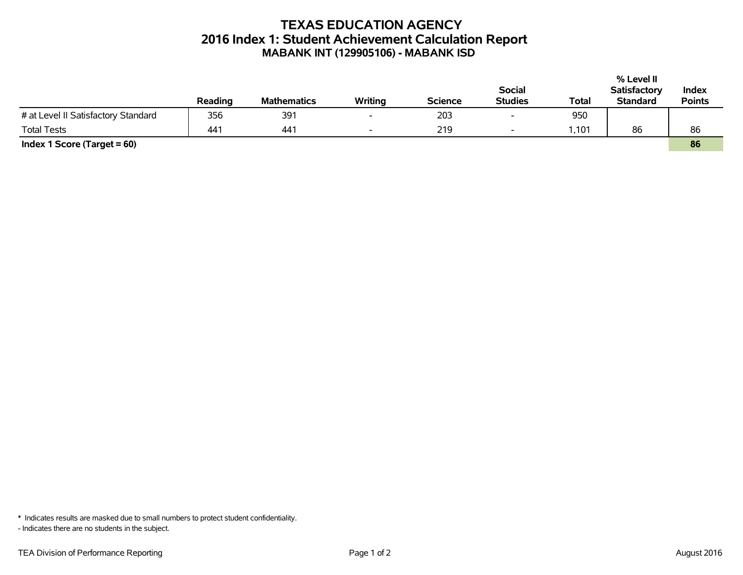# TEXAS EDUCATION AGENCY
## 2016 Index 1: Student Achievement Calculation Report
### MABANK INT (129905106) - MABANK ISD

| | Reading | Mathematics | Writing | Science | Social Studies | Total | % Level II Satisfactory Standard | Index Points |
|---|---|---|---|---|---|---|---|---|
| # at Level II Satisfactory Standard | 356 | 391 | - | 203 | - | 950 | | |
| Total Tests | 441 | 441 | - | 219 | - | 1,101 | 86 | 86 |
| **Index 1 Score (Target = 60)** | | | | | | | | **86** |

\* Indicates results are masked due to small numbers to protect student confidentiality.

- Indicates there are no students in the subject.

TEA Division of Performance Reporting

August 2016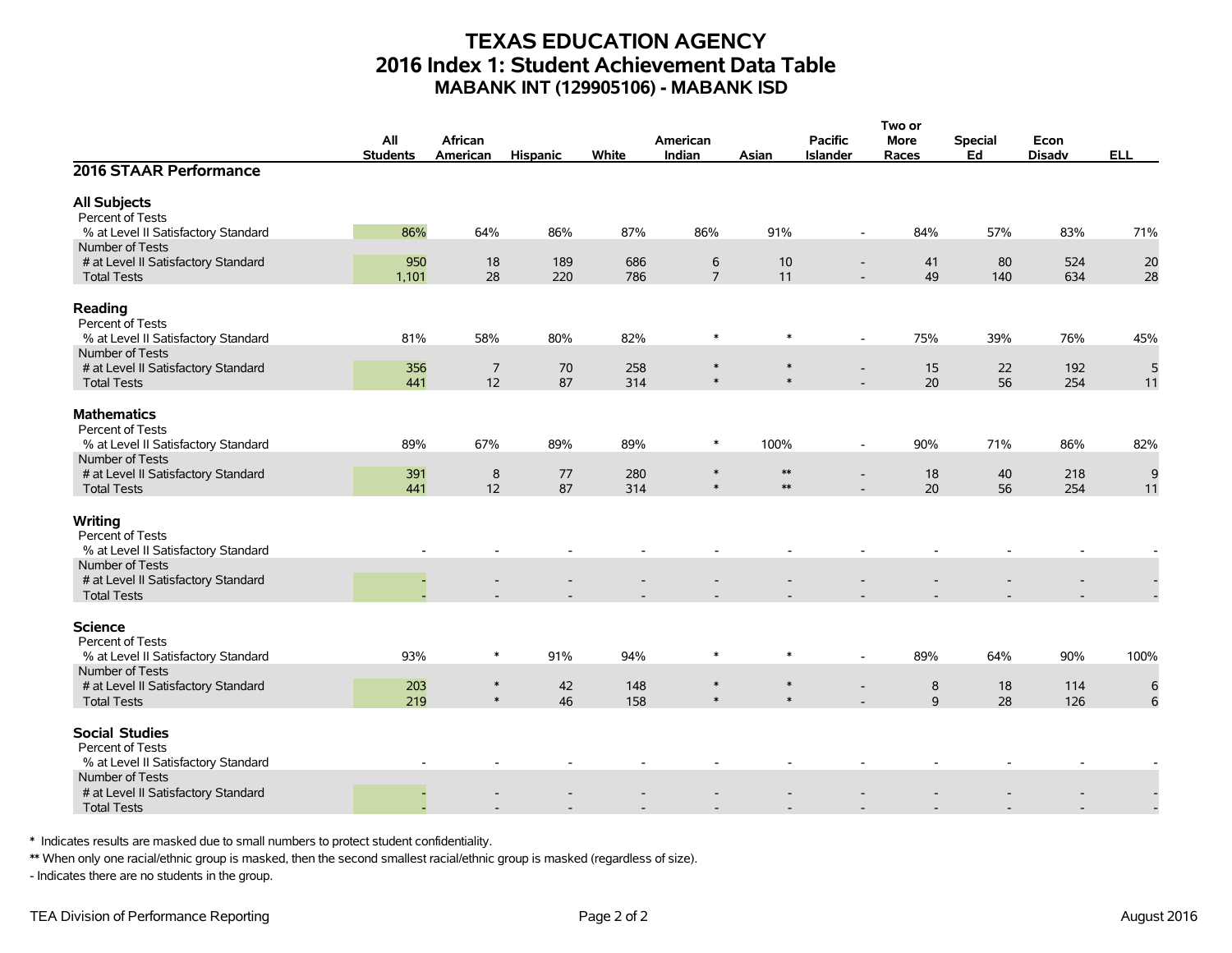# TEXAS EDUCATION AGENCY
## 2016 Index 1: Student Achievement Data Table
### MABANK INT (129905106) - MABANK ISD

| 2016 STAAR Performance | All Students | African American | Hispanic | White | American Indian | Asian | Pacific Islander | Two or More Races | Special Ed | Econ Disadv | ELL |
|---|---|---|---|---|---|---|---|---|---|---|---|
| **All Subjects** | | | | | | | | | | | |
| Percent of Tests | | | | | | | | | | | |
| % at Level II Satisfactory Standard | 86% | 64% | 86% | 87% | 86% | 91% | - | 84% | 57% | 83% | 71% |
| Number of Tests | | | | | | | | | | | |
| # at Level II Satisfactory Standard | 950 | 18 | 189 | 686 | 6 | 10 | - | 41 | 80 | 524 | 20 |
| Total Tests | 1,101 | 28 | 220 | 786 | 7 | 11 | - | 49 | 140 | 634 | 28 |
| **Reading** | | | | | | | | | | | |
| Percent of Tests | | | | | | | | | | | |
| % at Level II Satisfactory Standard | 81% | 58% | 80% | 82% | * | * | - | 75% | 39% | 76% | 45% |
| Number of Tests | | | | | | | | | | | |
| # at Level II Satisfactory Standard | 356 | 7 | 70 | 258 | * | * | - | 15 | 22 | 192 | 5 |
| Total Tests | 441 | 12 | 87 | 314 | * | * | - | 20 | 56 | 254 | 11 |
| **Mathematics** | | | | | | | | | | | |
| Percent of Tests | | | | | | | | | | | |
| % at Level II Satisfactory Standard | 89% | 67% | 89% | 89% | * | 100% | - | 90% | 71% | 86% | 82% |
| Number of Tests | | | | | | | | | | | |
| # at Level II Satisfactory Standard | 391 | 8 | 77 | 280 | * | ** | - | 18 | 40 | 218 | 9 |
| Total Tests | 441 | 12 | 87 | 314 | * | ** | - | 20 | 56 | 254 | 11 |
| **Writing** | | | | | | | | | | | |
| Percent of Tests | | | | | | | | | | | |
| % at Level II Satisfactory Standard | - | - | - | - | - | - | - | - | - | - | - |
| Number of Tests | | | | | | | | | | | |
| # at Level II Satisfactory Standard | - | - | - | - | - | - | - | - | - | - | - |
| Total Tests | - | - | - | - | - | - | - | - | - | - | - |
| **Science** | | | | | | | | | | | |
| Percent of Tests | | | | | | | | | | | |
| % at Level II Satisfactory Standard | 93% | * | 91% | 94% | * | * | - | 89% | 64% | 90% | 100% |
| Number of Tests | | | | | | | | | | | |
| # at Level II Satisfactory Standard | 203 | * | 42 | 148 | * | * | - | 8 | 18 | 114 | 6 |
| Total Tests | 219 | * | 46 | 158 | * | * | - | 9 | 28 | 126 | 6 |
| **Social Studies** | | | | | | | | | | | |
| Percent of Tests | | | | | | | | | | | |
| % at Level II Satisfactory Standard | - | - | - | - | - | - | - | - | - | - | - |
| Number of Tests | | | | | | | | | | | |
| # at Level II Satisfactory Standard | - | - | - | - | - | - | - | - | - | - | - |
| Total Tests | - | - | - | - | - | - | - | - | - | - | - |

* Indicates results are masked due to small numbers to protect student confidentiality.

** When only one racial/ethnic group is masked, then the second smallest racial/ethnic group is masked (regardless of size).

- Indicates there are no students in the group.

TEA Division of Performance Reporting — August 2016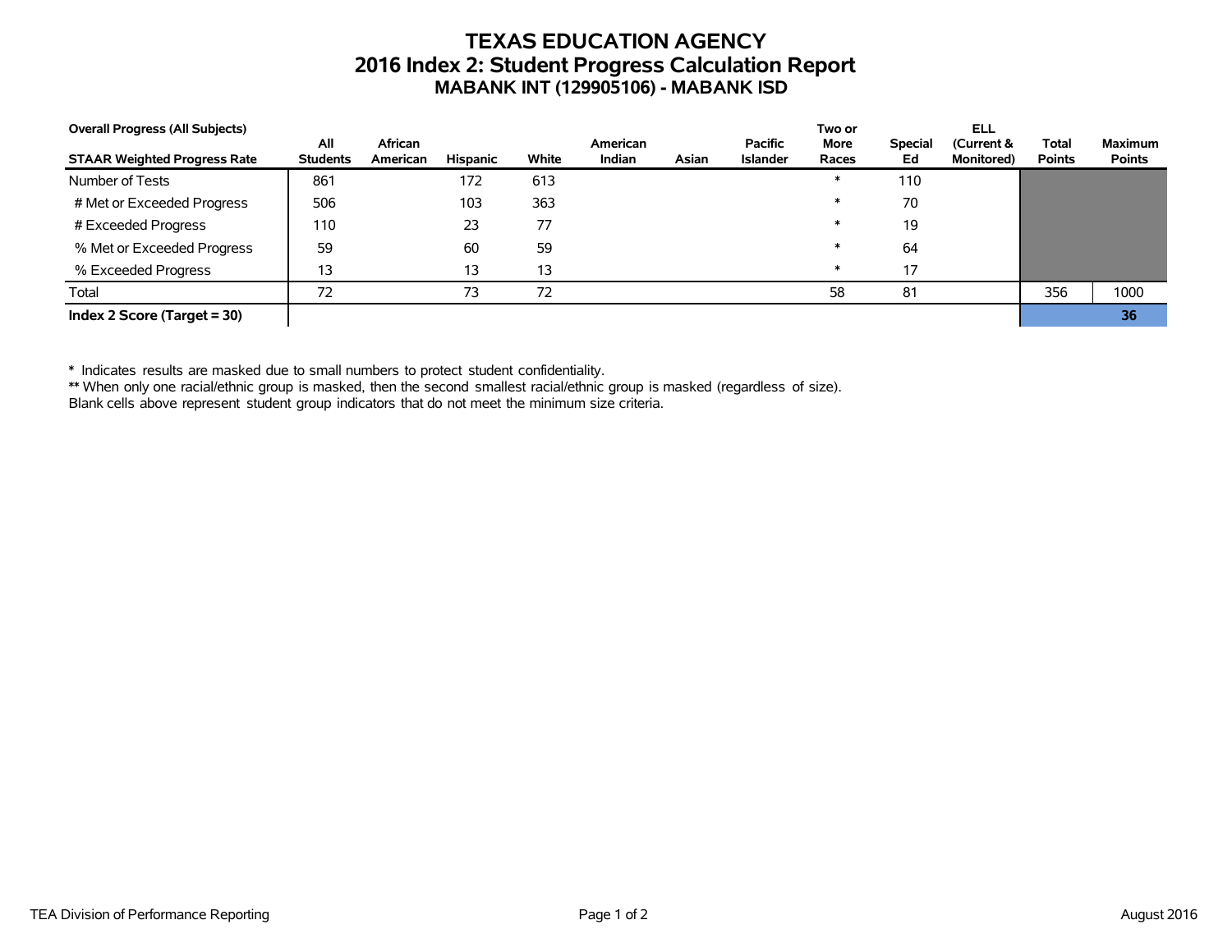# TEXAS EDUCATION AGENCY
## 2016 Index 2: Student Progress Calculation Report
### MABANK INT (129905106) - MABANK ISD

| Overall Progress (All Subjects)<br>STAAR Weighted Progress Rate | All Students | African American | Hispanic | White | American Indian | Asian | Pacific Islander | Two or More Races | Special Ed | ELL (Current & Monitored) | Total Points | Maximum Points |
|---|---|---|---|---|---|---|---|---|---|---|---|---|
| Number of Tests | 861 | | 172 | 613 | | | | * | 110 | | | |
| # Met or Exceeded Progress | 506 | | 103 | 363 | | | | * | 70 | | | |
| # Exceeded Progress | 110 | | 23 | 77 | | | | * | 19 | | | |
| % Met or Exceeded Progress | 59 | | 60 | 59 | | | | * | 64 | | | |
| % Exceeded Progress | 13 | | 13 | 13 | | | | * | 17 | | | |
| Total | 72 | | 73 | 72 | | | | 58 | 81 | | 356 | 1000 |
| **Index 2 Score (Target = 30)** | | | | | | | | | | | | **36** |

\* Indicates results are masked due to small numbers to protect student confidentiality.
\** When only one racial/ethnic group is masked, then the second smallest racial/ethnic group is masked (regardless of size).
Blank cells above represent student group indicators that do not meet the minimum size criteria.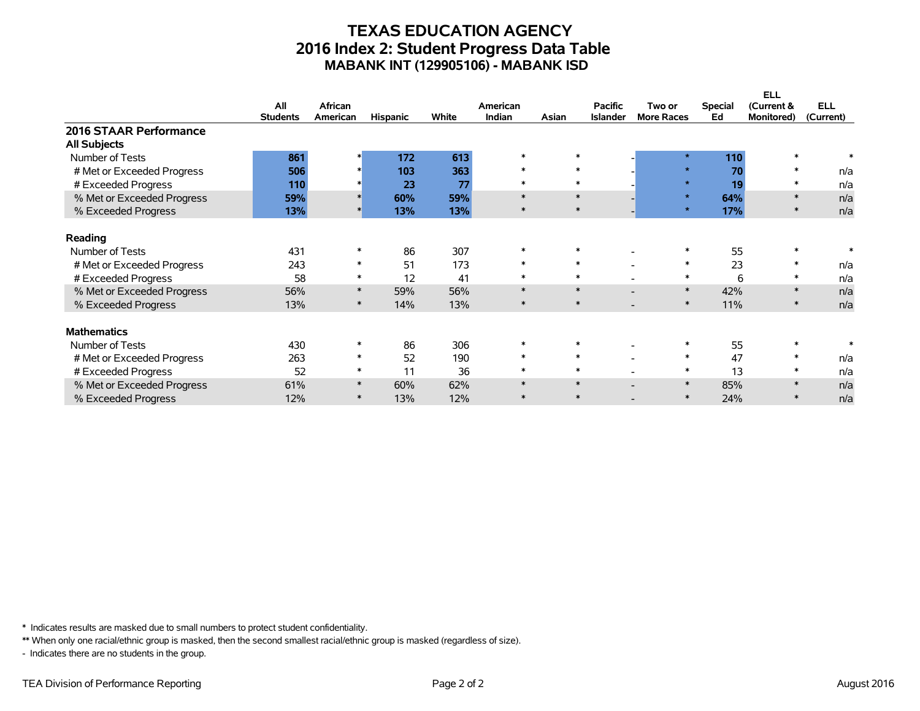# TEXAS EDUCATION AGENCY
## 2016 Index 2: Student Progress Data Table
### MABANK INT (129905106) - MABANK ISD

| | All Students | African American | Hispanic | White | American Indian | Asian | Pacific Islander | Two or More Races | Special Ed | ELL (Current & Monitored) | ELL (Current) |
|---|---|---|---|---|---|---|---|---|---|---|---|
| **2016 STAAR Performance** | | | | | | | | | | | |
| **All Subjects** | | | | | | | | | | | |
| Number of Tests | **861** | * | **172** | **613** | * | * | - | * | **110** | * | * |
| # Met or Exceeded Progress | **506** | * | **103** | **363** | * | * | - | * | **70** | * | n/a |
| # Exceeded Progress | **110** | * | **23** | **77** | * | * | - | * | **19** | * | n/a |
| % Met or Exceeded Progress | **59%** | * | **60%** | **59%** | * | * | - | * | **64%** | * | n/a |
| % Exceeded Progress | **13%** | * | **13%** | **13%** | * | * | - | * | **17%** | * | n/a |
| **Reading** | | | | | | | | | | | |
| Number of Tests | 431 | * | 86 | 307 | * | * | - | * | 55 | * | * |
| # Met or Exceeded Progress | 243 | * | 51 | 173 | * | * | - | * | 23 | * | n/a |
| # Exceeded Progress | 58 | * | 12 | 41 | * | * | - | * | 6 | * | n/a |
| % Met or Exceeded Progress | 56% | * | 59% | 56% | * | * | - | * | 42% | * | n/a |
| % Exceeded Progress | 13% | * | 14% | 13% | * | * | - | * | 11% | * | n/a |
| **Mathematics** | | | | | | | | | | | |
| Number of Tests | 430 | * | 86 | 306 | * | * | - | * | 55 | * | * |
| # Met or Exceeded Progress | 263 | * | 52 | 190 | * | * | - | * | 47 | * | n/a |
| # Exceeded Progress | 52 | * | 11 | 36 | * | * | - | * | 13 | * | n/a |
| % Met or Exceeded Progress | 61% | * | 60% | 62% | * | * | - | * | 85% | * | n/a |
| % Exceeded Progress | 12% | * | 13% | 12% | * | * | - | * | 24% | * | n/a |

\* Indicates results are masked due to small numbers to protect student confidentiality.

** When only one racial/ethnic group is masked, then the second smallest racial/ethnic group is masked (regardless of size).

\- Indicates there are no students in the group.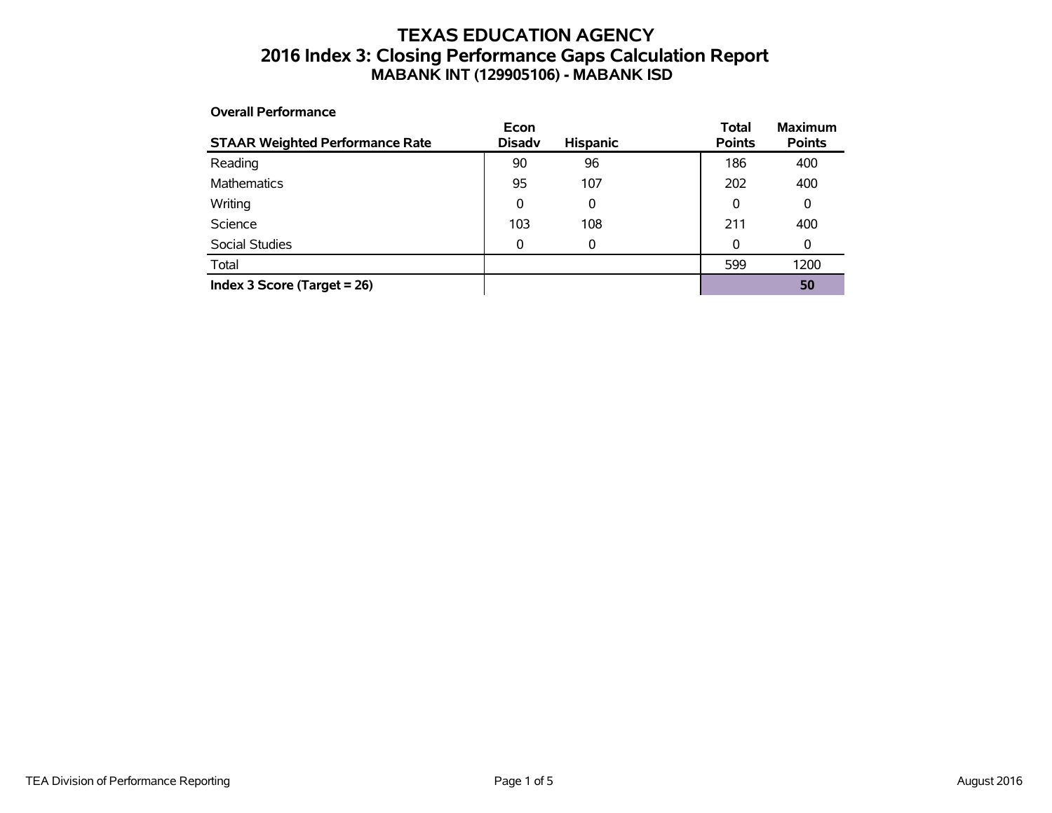# TEXAS EDUCATION AGENCY
## 2016 Index 3: Closing Performance Gaps Calculation Report
### MABANK INT (129905106) - MABANK ISD

**Overall Performance**

| STAAR Weighted Performance Rate | Econ Disadv | Hispanic | Total Points | Maximum Points |
|---|---|---|---|---|
| Reading | 90 | 96 | 186 | 400 |
| Mathematics | 95 | 107 | 202 | 400 |
| Writing | 0 | 0 | 0 | 0 |
| Science | 103 | 108 | 211 | 400 |
| Social Studies | 0 | 0 | 0 | 0 |
| Total | | | 599 | 1200 |
| **Index 3 Score (Target = 26)** | | | | **50** |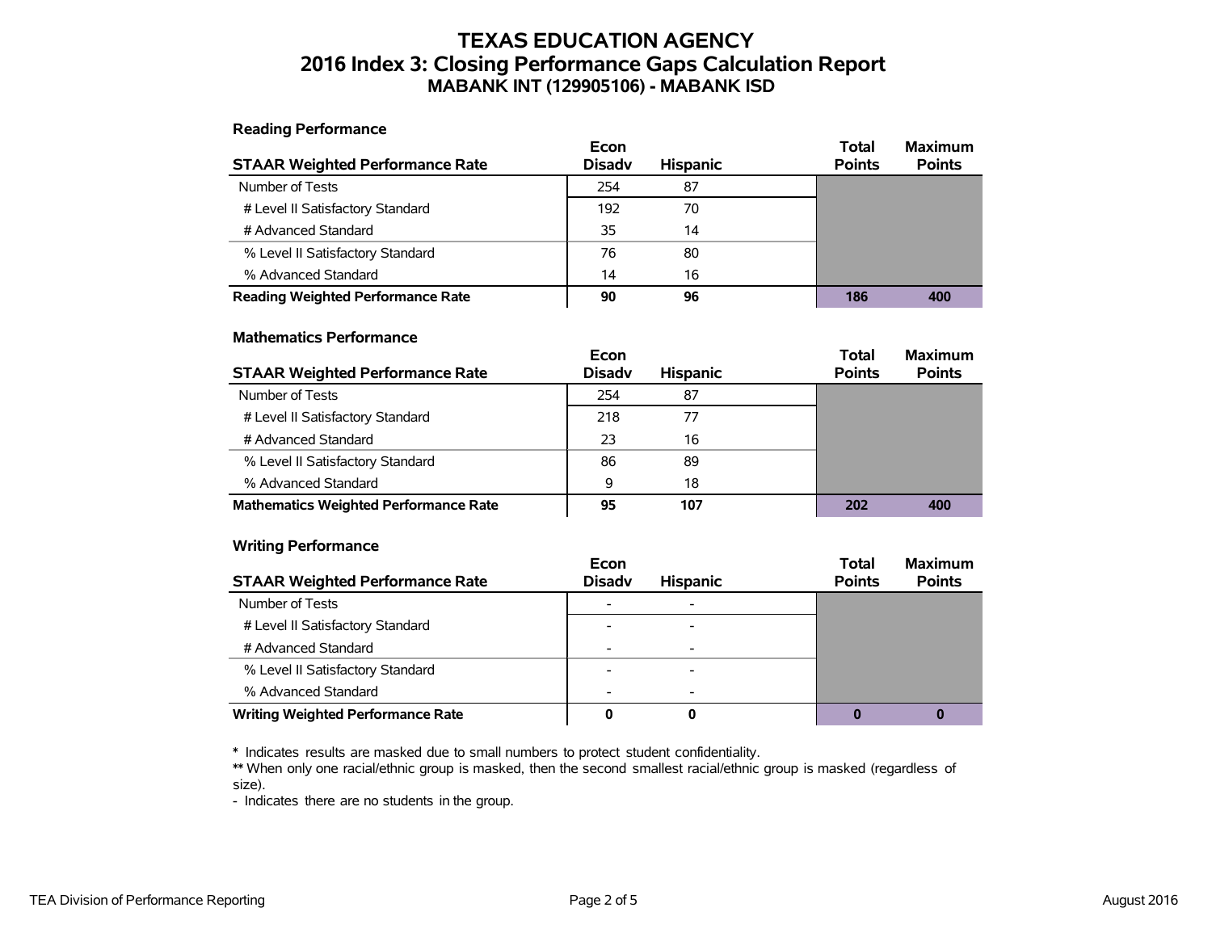# TEXAS EDUCATION AGENCY
## 2016 Index 3: Closing Performance Gaps Calculation Report
### MABANK INT (129905106) - MABANK ISD

**Reading Performance**

| STAAR Weighted Performance Rate | Econ Disadv | Hispanic | Total Points | Maximum Points |
|---|---|---|---|---|
| Number of Tests | 254 | 87 | | |
| # Level II Satisfactory Standard | 192 | 70 | | |
| # Advanced Standard | 35 | 14 | | |
| % Level II Satisfactory Standard | 76 | 80 | | |
| % Advanced Standard | 14 | 16 | | |
| **Reading Weighted Performance Rate** | **90** | **96** | **186** | **400** |

**Mathematics Performance**

| STAAR Weighted Performance Rate | Econ Disadv | Hispanic | Total Points | Maximum Points |
|---|---|---|---|---|
| Number of Tests | 254 | 87 | | |
| # Level II Satisfactory Standard | 218 | 77 | | |
| # Advanced Standard | 23 | 16 | | |
| % Level II Satisfactory Standard | 86 | 89 | | |
| % Advanced Standard | 9 | 18 | | |
| **Mathematics Weighted Performance Rate** | **95** | **107** | **202** | **400** |

**Writing Performance**

| STAAR Weighted Performance Rate | Econ Disadv | Hispanic | Total Points | Maximum Points |
|---|---|---|---|---|
| Number of Tests | - | - | | |
| # Level II Satisfactory Standard | - | - | | |
| # Advanced Standard | - | - | | |
| % Level II Satisfactory Standard | - | - | | |
| % Advanced Standard | - | - | | |
| **Writing Weighted Performance Rate** | **0** | **0** | **0** | **0** |

**\*** Indicates results are masked due to small numbers to protect student confidentiality.
**\*\*** When only one racial/ethnic group is masked, then the second smallest racial/ethnic group is masked (regardless of size).
\- Indicates there are no students in the group.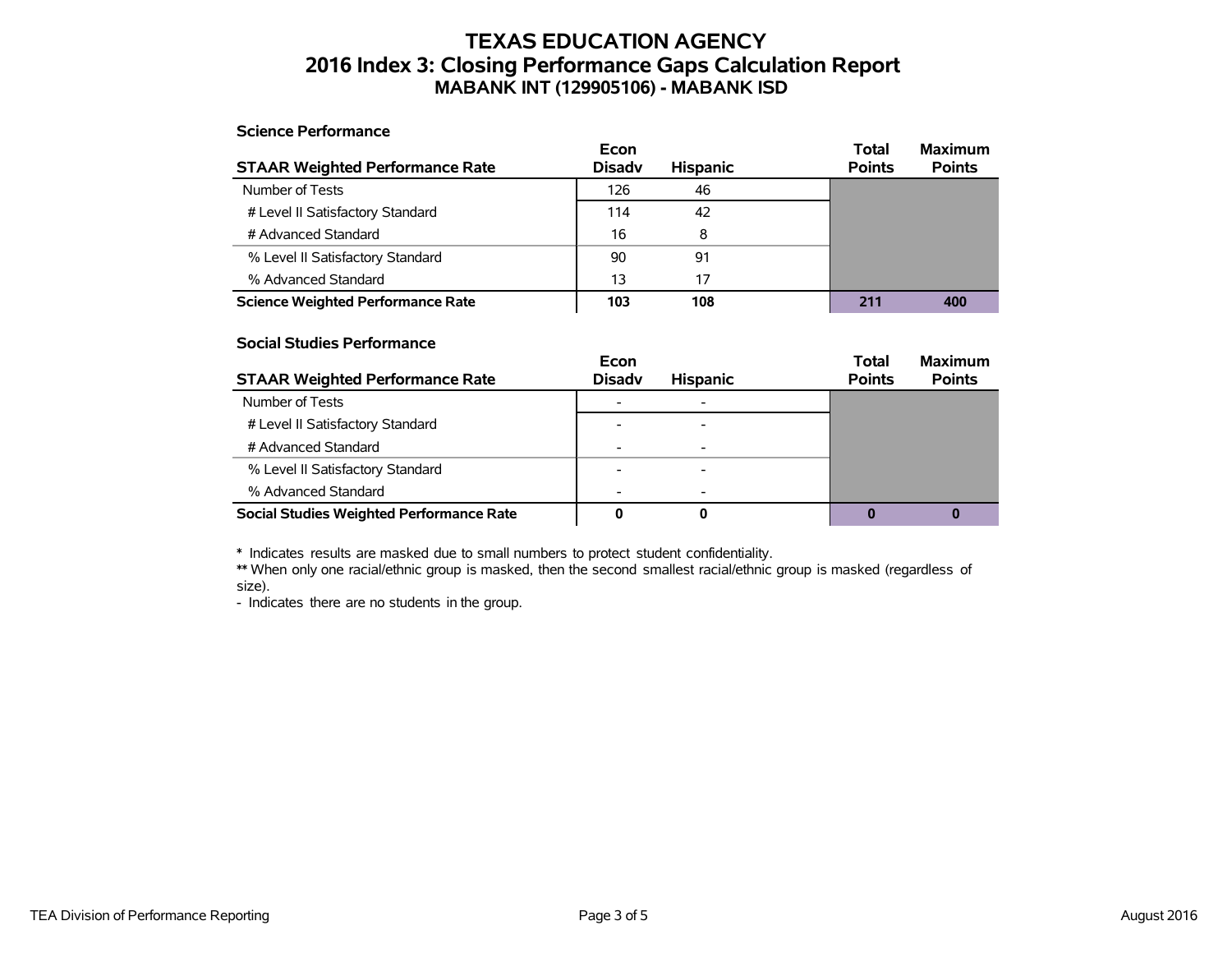# TEXAS EDUCATION AGENCY
## 2016 Index 3: Closing Performance Gaps Calculation Report
### MABANK INT (129905106) - MABANK ISD

**Science Performance**

| STAAR Weighted Performance Rate | Econ Disadv | Hispanic | Total Points | Maximum Points |
|---|---|---|---|---|
| Number of Tests | 126 | 46 | | |
| # Level II Satisfactory Standard | 114 | 42 | | |
| # Advanced Standard | 16 | 8 | | |
| % Level II Satisfactory Standard | 90 | 91 | | |
| % Advanced Standard | 13 | 17 | | |
| **Science Weighted Performance Rate** | **103** | **108** | **211** | **400** |

**Social Studies Performance**

| STAAR Weighted Performance Rate | Econ Disadv | Hispanic | Total Points | Maximum Points |
|---|---|---|---|---|
| Number of Tests | - | - | | |
| # Level II Satisfactory Standard | - | - | | |
| # Advanced Standard | - | - | | |
| % Level II Satisfactory Standard | - | - | | |
| % Advanced Standard | - | - | | |
| **Social Studies Weighted Performance Rate** | **0** | **0** | **0** | **0** |

**\*** Indicates results are masked due to small numbers to protect student confidentiality.
**\*\*** When only one racial/ethnic group is masked, then the second smallest racial/ethnic group is masked (regardless of size).
- Indicates there are no students in the group.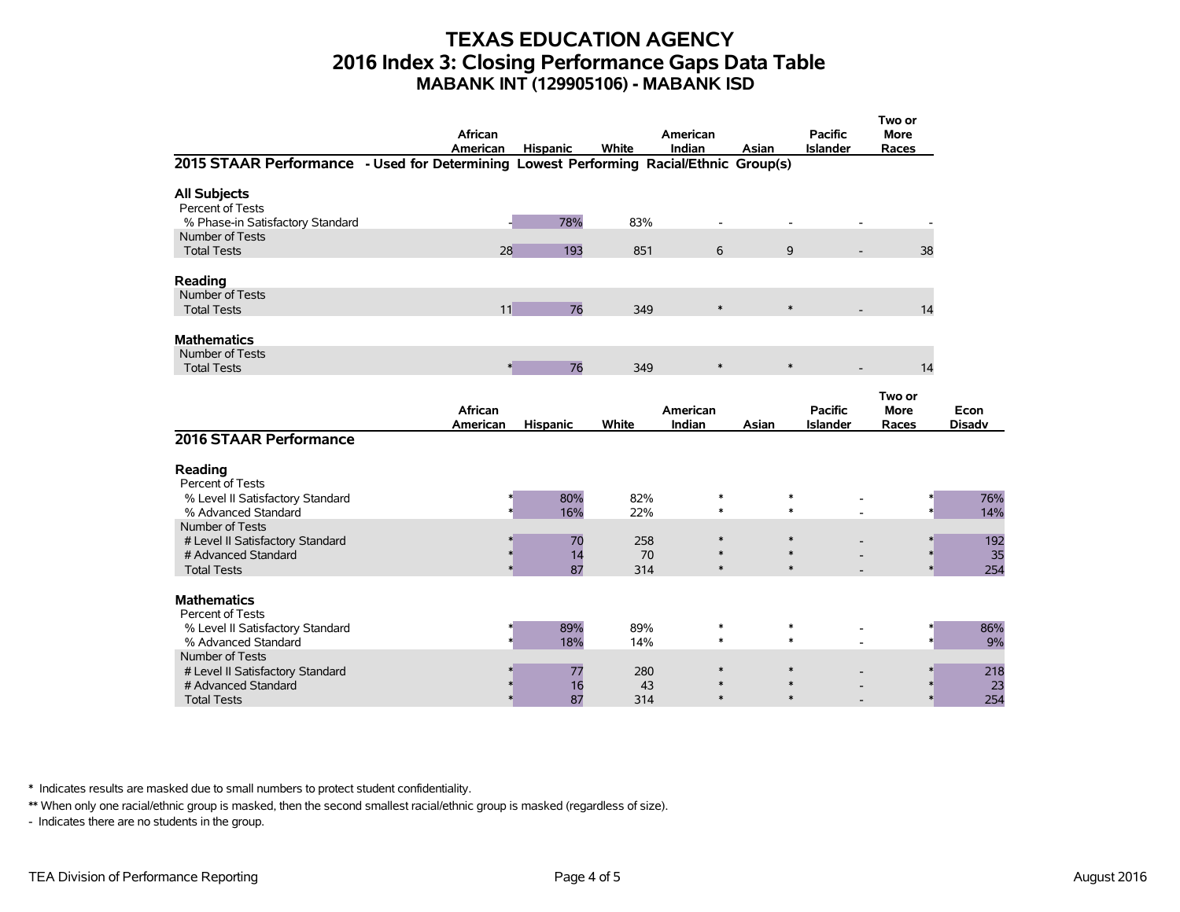# TEXAS EDUCATION AGENCY
## 2016 Index 3: Closing Performance Gaps Data Table
### MABANK INT (129905106) - MABANK ISD

| | African American | Hispanic | White | American Indian | Asian | Pacific Islander | Two or More Races |
|---|---|---|---|---|---|---|---|
| **2015 STAAR Performance - Used for Determining Lowest Performing Racial/Ethnic Group(s)** | | | | | | | |
| **All Subjects** | | | | | | | |
| Percent of Tests | | | | | | | |
| % Phase-in Satisfactory Standard | - | 78% | 83% | - | - | - | - |
| Number of Tests | | | | | | | |
| Total Tests | 28 | 193 | 851 | 6 | 9 | - | 38 |
| **Reading** | | | | | | | |
| Number of Tests | | | | | | | |
| Total Tests | 11 | 76 | 349 | * | * | - | 14 |
| **Mathematics** | | | | | | | |
| Number of Tests | | | | | | | |
| Total Tests | * | 76 | 349 | * | * | - | 14 |

| | African American | Hispanic | White | American Indian | Asian | Pacific Islander | Two or More Races | Econ Disadv |
|---|---|---|---|---|---|---|---|---|
| **2016 STAAR Performance** | | | | | | | | |
| **Reading** | | | | | | | | |
| Percent of Tests | | | | | | | | |
| % Level II Satisfactory Standard | * | 80% | 82% | * | * | - | * | 76% |
| % Advanced Standard | * | 16% | 22% | * | * | - | * | 14% |
| Number of Tests | | | | | | | | |
| # Level II Satisfactory Standard | * | 70 | 258 | * | * | - | * | 192 |
| # Advanced Standard | * | 14 | 70 | * | * | - | * | 35 |
| Total Tests | * | 87 | 314 | * | * | - | * | 254 |
| **Mathematics** | | | | | | | | |
| Percent of Tests | | | | | | | | |
| % Level II Satisfactory Standard | * | 89% | 89% | * | * | - | * | 86% |
| % Advanced Standard | * | 18% | 14% | * | * | - | * | 9% |
| Number of Tests | | | | | | | | |
| # Level II Satisfactory Standard | * | 77 | 280 | * | * | - | * | 218 |
| # Advanced Standard | * | 16 | 43 | * | * | - | * | 23 |
| Total Tests | * | 87 | 314 | * | * | - | * | 254 |

\* Indicates results are masked due to small numbers to protect student confidentiality.

** When only one racial/ethnic group is masked, then the second smallest racial/ethnic group is masked (regardless of size).

\- Indicates there are no students in the group.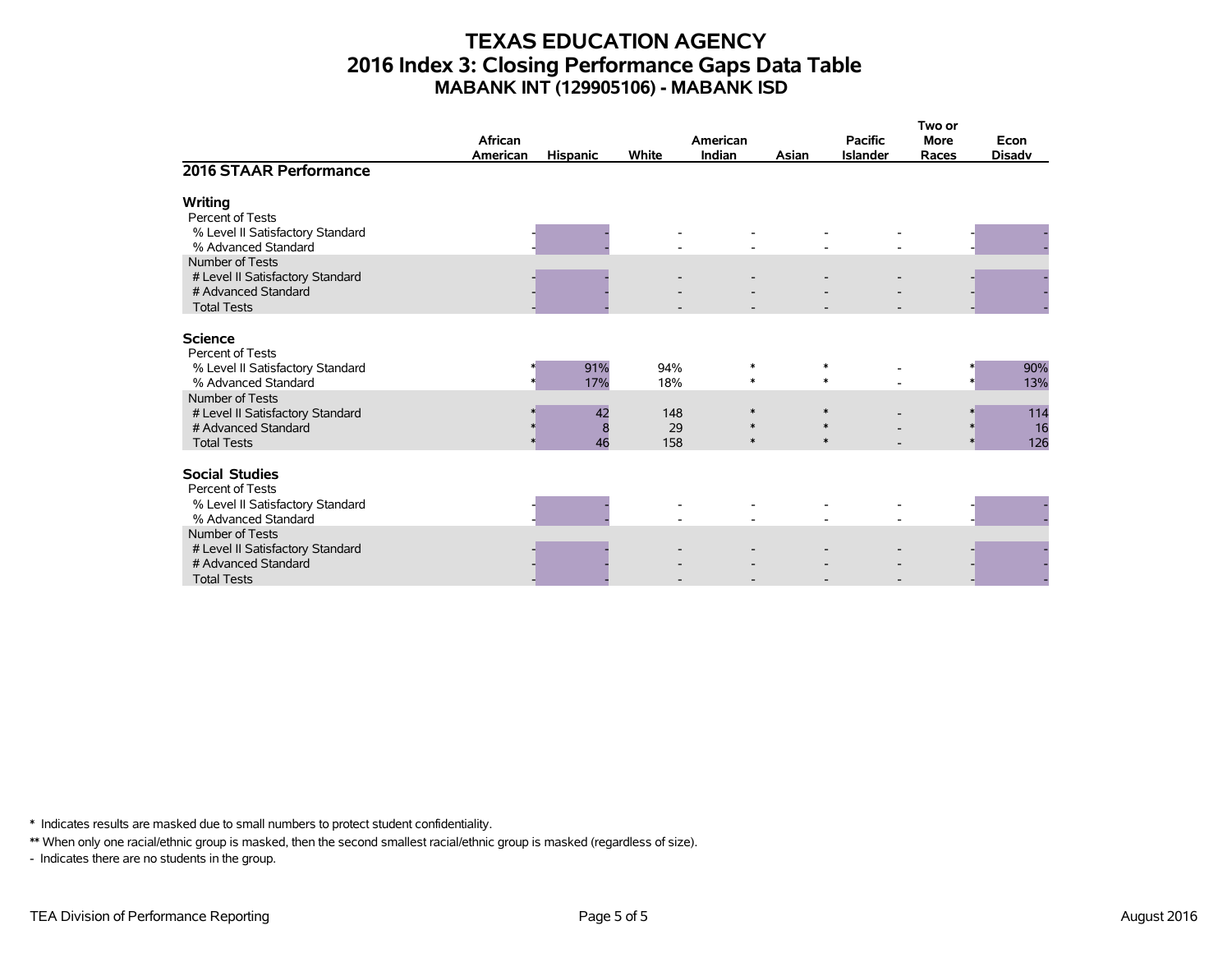# TEXAS EDUCATION AGENCY
## 2016 Index 3: Closing Performance Gaps Data Table
### MABANK INT (129905106) - MABANK ISD

| 2016 STAAR Performance | African American | Hispanic | White | American Indian | Asian | Pacific Islander | Two or More Races | Econ Disadv |
|---|---|---|---|---|---|---|---|---|
| **Writing** | | | | | | | | |
| Percent of Tests | | | | | | | | |
| % Level II Satisfactory Standard | - | - | - | - | - | - | - | - |
| % Advanced Standard | - | - | - | - | - | - | - | - |
| Number of Tests | | | | | | | | |
| # Level II Satisfactory Standard | - | - | - | - | - | - | - | - |
| # Advanced Standard | - | - | - | - | - | - | - | - |
| Total Tests | - | - | - | - | - | - | - | - |
| **Science** | | | | | | | | |
| Percent of Tests | | | | | | | | |
| % Level II Satisfactory Standard | * | 91% | 94% | * | * | - | * | 90% |
| % Advanced Standard | * | 17% | 18% | * | * | - | * | 13% |
| Number of Tests | | | | | | | | |
| # Level II Satisfactory Standard | * | 42 | 148 | * | * | - | * | 114 |
| # Advanced Standard | * | 8 | 29 | * | * | - | * | 16 |
| Total Tests | * | 46 | 158 | * | * | - | * | 126 |
| **Social Studies** | | | | | | | | |
| Percent of Tests | | | | | | | | |
| % Level II Satisfactory Standard | - | - | - | - | - | - | - | - |
| % Advanced Standard | - | - | - | - | - | - | - | - |
| Number of Tests | | | | | | | | |
| # Level II Satisfactory Standard | - | - | - | - | - | - | - | - |
| # Advanced Standard | - | - | - | - | - | - | - | - |
| Total Tests | - | - | - | - | - | - | - | - |

\* Indicates results are masked due to small numbers to protect student confidentiality.

** When only one racial/ethnic group is masked, then the second smallest racial/ethnic group is masked (regardless of size).

\- Indicates there are no students in the group.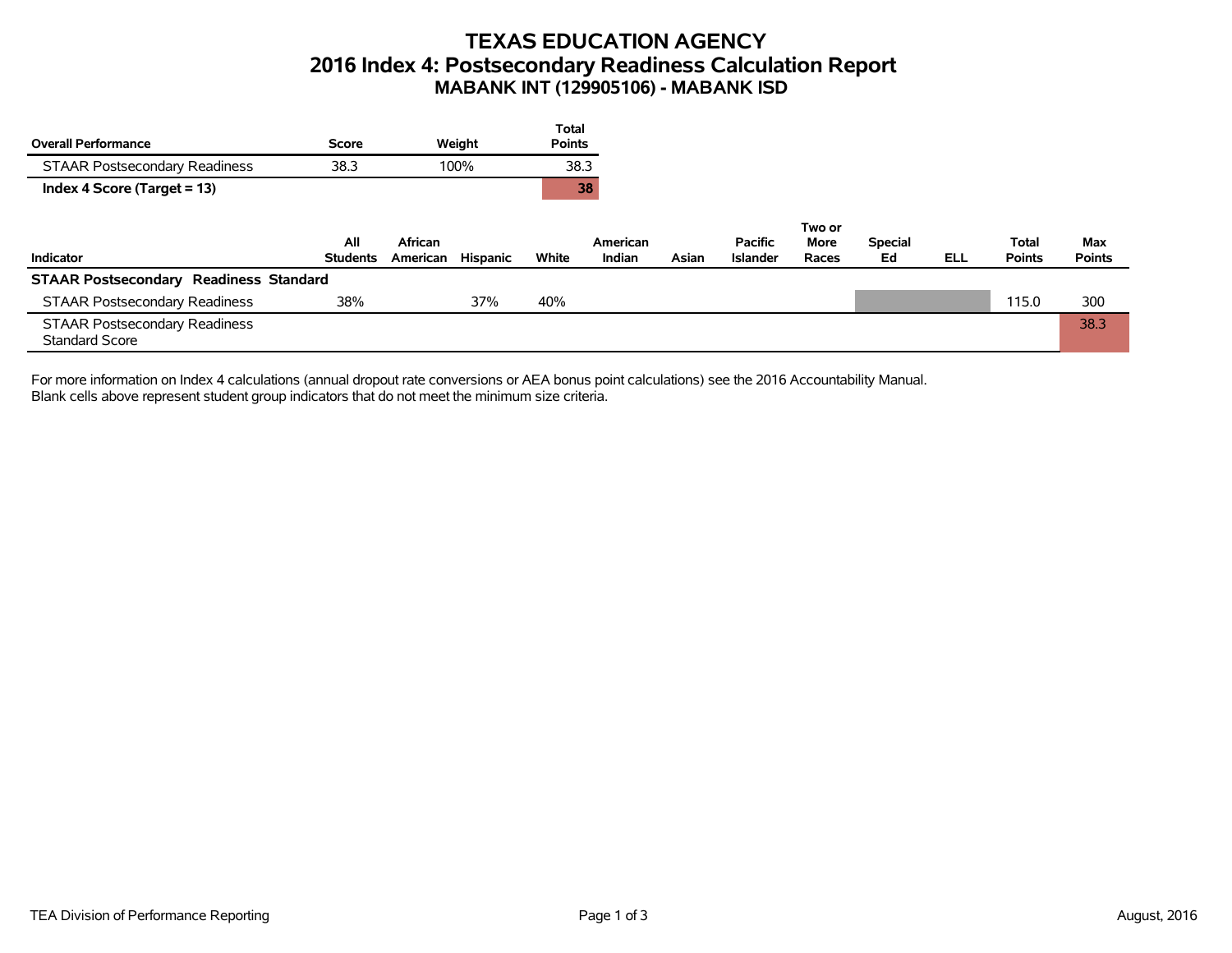# TEXAS EDUCATION AGENCY
## 2016 Index 4: Postsecondary Readiness Calculation Report
### MABANK INT (129905106) - MABANK ISD

| Overall Performance | Score | Weight | Total Points |
|---|---|---|---|
| STAAR Postsecondary Readiness | 38.3 | 100% | 38.3 |
| **Index 4 Score (Target = 13)** | | | **38** |

| Indicator | All Students | African American | Hispanic | White | American Indian | Asian | Pacific Islander | Two or More Races | Special Ed | ELL | Total Points | Max Points |
|---|---|---|---|---|---|---|---|---|---|---|---|---|
| **STAAR Postsecondary Readiness Standard** | | | | | | | | | | | | |
| STAAR Postsecondary Readiness | 38% | | 37% | 40% | | | | | | | 115.0 | 300 |
| STAAR Postsecondary Readiness Standard Score | | | | | | | | | | | | 38.3 |

For more information on Index 4 calculations (annual dropout rate conversions or AEA bonus point calculations) see the 2016 Accountability Manual.
Blank cells above represent student group indicators that do not meet the minimum size criteria.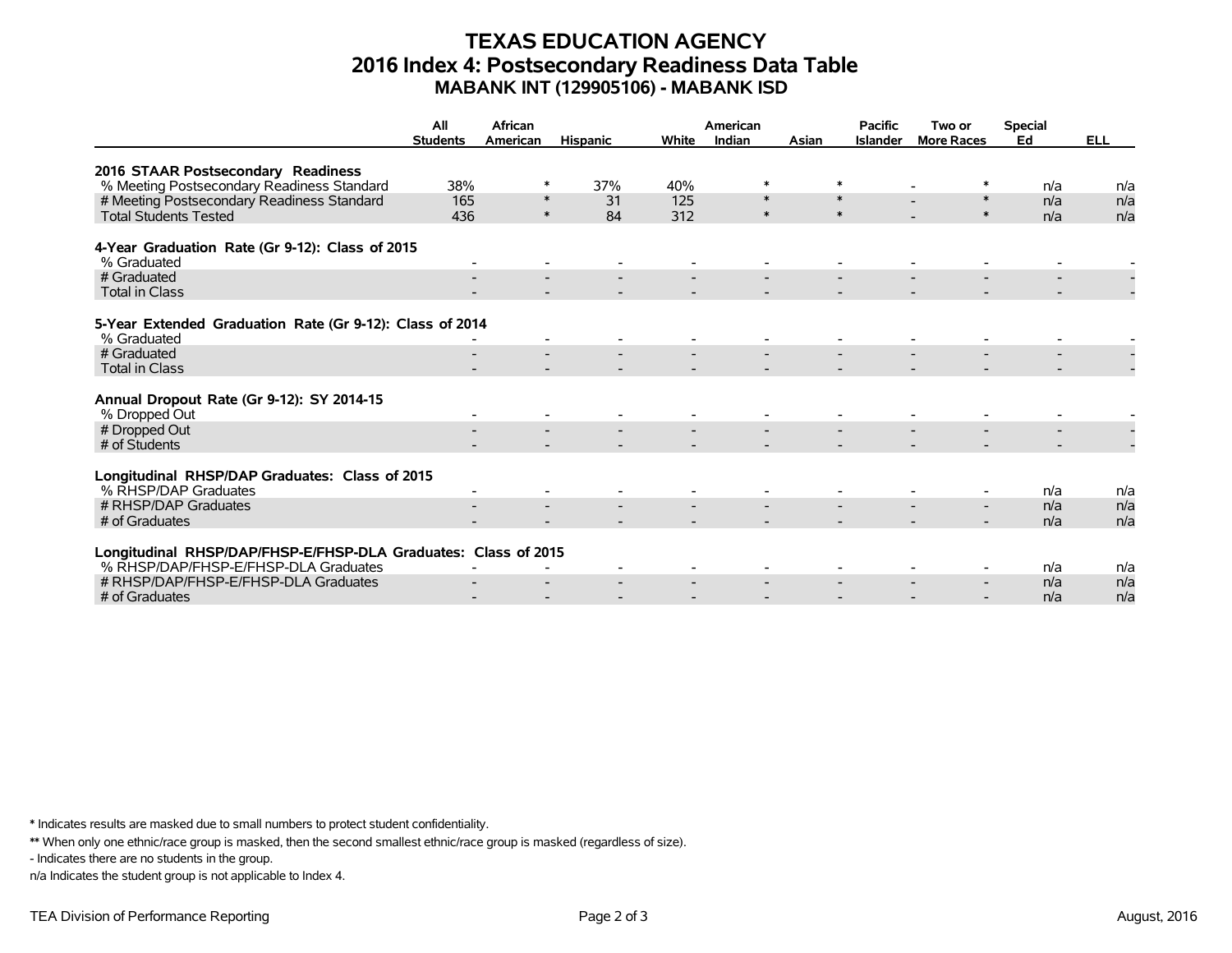# TEXAS EDUCATION AGENCY
## 2016 Index 4: Postsecondary Readiness Data Table
### MABANK INT (129905106) - MABANK ISD

| | All Students | African American | Hispanic | White | American Indian | Asian | Pacific Islander | Two or More Races | Special Ed | ELL |
|---|---|---|---|---|---|---|---|---|---|---|
| **2016 STAAR Postsecondary Readiness** | | | | | | | | | | |
| % Meeting Postsecondary Readiness Standard | 38% | * | 37% | 40% | * | * | - | * | n/a | n/a |
| # Meeting Postsecondary Readiness Standard | 165 | * | 31 | 125 | * | * | - | * | n/a | n/a |
| Total Students Tested | 436 | * | 84 | 312 | * | * | - | * | n/a | n/a |
| **4-Year Graduation Rate (Gr 9-12): Class of 2015** | | | | | | | | | | |
| % Graduated | - | - | - | - | - | - | - | - | - | - |
| # Graduated | - | - | - | - | - | - | - | - | - | - |
| Total in Class | - | - | - | - | - | - | - | - | - | - |
| **5-Year Extended Graduation Rate (Gr 9-12): Class of 2014** | | | | | | | | | | |
| % Graduated | - | - | - | - | - | - | - | - | - | - |
| # Graduated | - | - | - | - | - | - | - | - | - | - |
| Total in Class | - | - | - | - | - | - | - | - | - | - |
| **Annual Dropout Rate (Gr 9-12): SY 2014-15** | | | | | | | | | | |
| % Dropped Out | - | - | - | - | - | - | - | - | - | - |
| # Dropped Out | - | - | - | - | - | - | - | - | - | - |
| # of Students | - | - | - | - | - | - | - | - | - | - |
| **Longitudinal RHSP/DAP Graduates: Class of 2015** | | | | | | | | | | |
| % RHSP/DAP Graduates | - | - | - | - | - | - | - | - | n/a | n/a |
| # RHSP/DAP Graduates | - | - | - | - | - | - | - | - | n/a | n/a |
| # of Graduates | - | - | - | - | - | - | - | - | n/a | n/a |
| **Longitudinal RHSP/DAP/FHSP-E/FHSP-DLA Graduates: Class of 2015** | | | | | | | | | | |
| % RHSP/DAP/FHSP-E/FHSP-DLA Graduates | - | - | - | - | - | - | - | - | n/a | n/a |
| # RHSP/DAP/FHSP-E/FHSP-DLA Graduates | - | - | - | - | - | - | - | - | n/a | n/a |
| # of Graduates | - | - | - | - | - | - | - | - | n/a | n/a |

**\*** Indicates results are masked due to small numbers to protect student confidentiality.

**\*\*** When only one ethnic/race group is masked, then the second smallest ethnic/race group is masked (regardless of size).

\- Indicates there are no students in the group.

n/a Indicates the student group is not applicable to Index 4.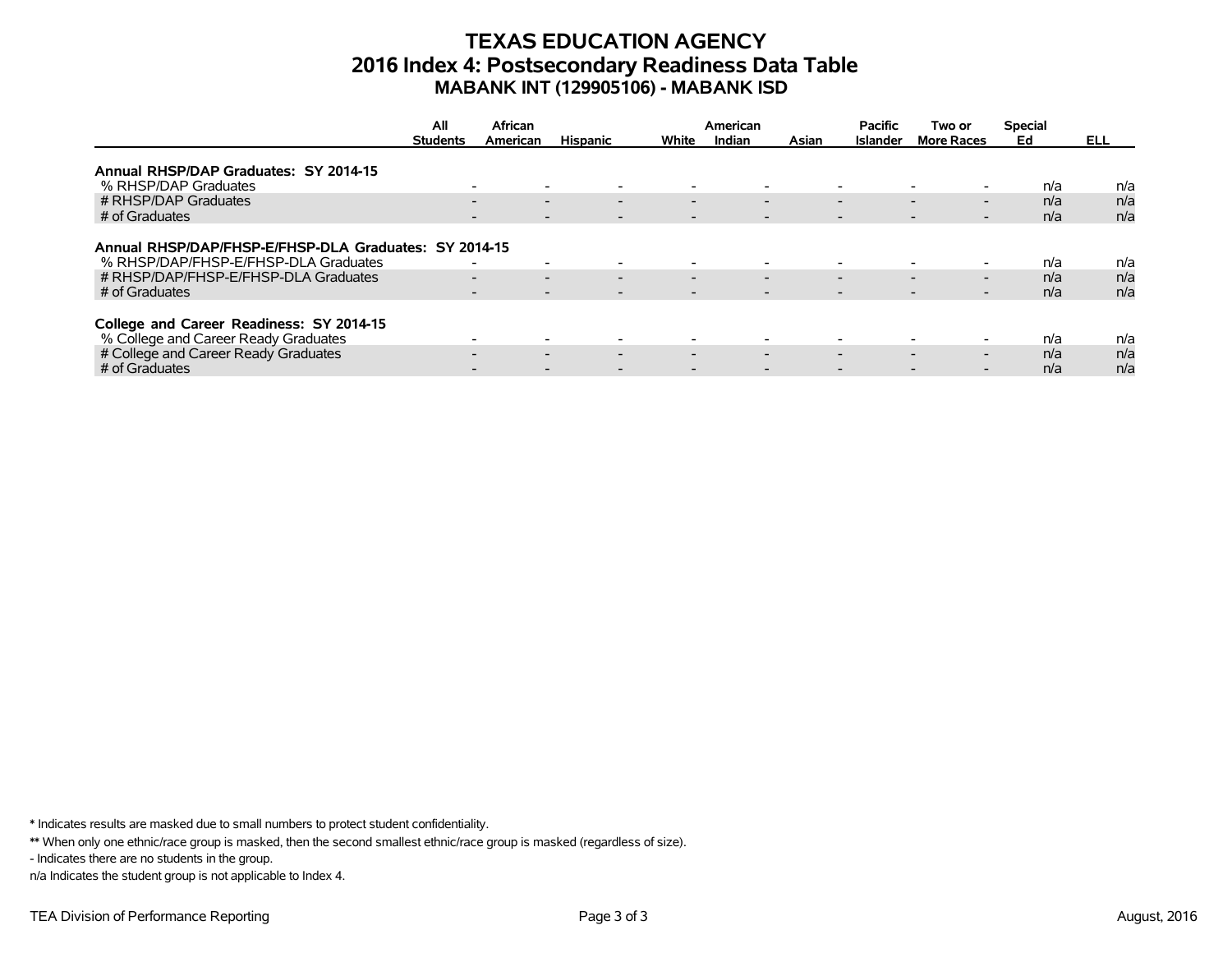# TEXAS EDUCATION AGENCY
## 2016 Index 4: Postsecondary Readiness Data Table
### MABANK INT (129905106) - MABANK ISD

| | All Students | African American | Hispanic | White | American Indian | Asian | Pacific Islander | Two or More Races | Special Ed | ELL |
|---|---|---|---|---|---|---|---|---|---|---|
| **Annual RHSP/DAP Graduates: SY 2014-15** | | | | | | | | | | |
| % RHSP/DAP Graduates | - | - | - | - | - | - | - | - | n/a | n/a |
| # RHSP/DAP Graduates | - | - | - | - | - | - | - | - | n/a | n/a |
| # of Graduates | - | - | - | - | - | - | - | - | n/a | n/a |
| **Annual RHSP/DAP/FHSP-E/FHSP-DLA Graduates: SY 2014-15** | | | | | | | | | | |
| % RHSP/DAP/FHSP-E/FHSP-DLA Graduates | - | - | - | - | - | - | - | - | n/a | n/a |
| # RHSP/DAP/FHSP-E/FHSP-DLA Graduates | - | - | - | - | - | - | - | - | n/a | n/a |
| # of Graduates | - | - | - | - | - | - | - | - | n/a | n/a |
| **College and Career Readiness: SY 2014-15** | | | | | | | | | | |
| % College and Career Ready Graduates | - | - | - | - | - | - | - | - | n/a | n/a |
| # College and Career Ready Graduates | - | - | - | - | - | - | - | - | n/a | n/a |
| # of Graduates | - | - | - | - | - | - | - | - | n/a | n/a |

**\*** Indicates results are masked due to small numbers to protect student confidentiality.

**\*\*** When only one ethnic/race group is masked, then the second smallest ethnic/race group is masked (regardless of size).

- Indicates there are no students in the group.

n/a Indicates the student group is not applicable to Index 4.

TEA Division of Performance Reporting

August, 2016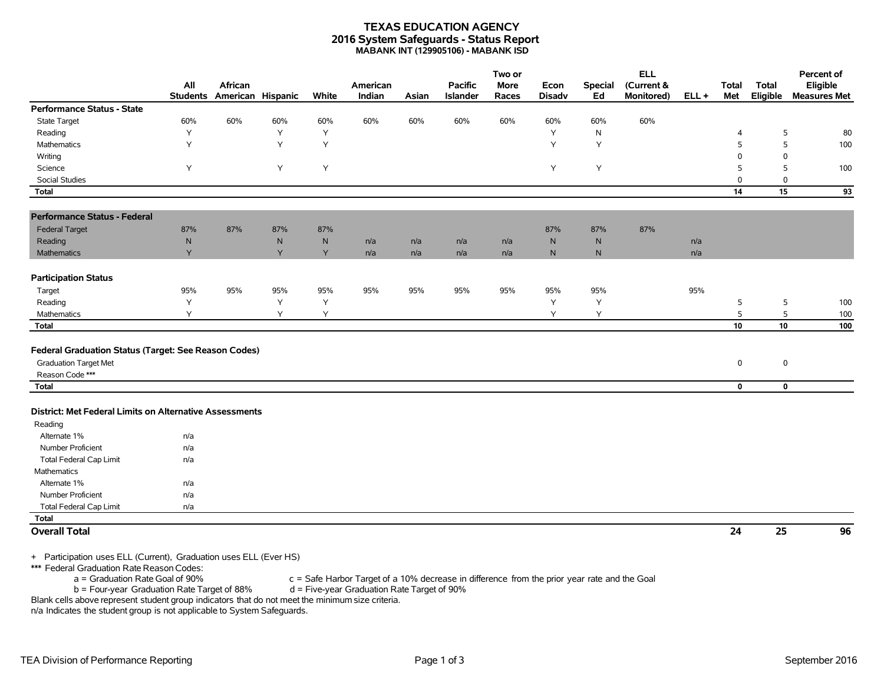# TEXAS EDUCATION AGENCY
## 2016 System Safeguards - Status Report
### MABANK INT (129905106) - MABANK ISD

| | All Students | African American | Hispanic | White | American Indian | Asian | Pacific Islander | Two or More Races | Econ Disadv | Special Ed | ELL (Current & Monitored) | ELL + | Total Met | Total Eligible | Percent of Eligible Measures Met |
|---|---|---|---|---|---|---|---|---|---|---|---|---|---|---|---|
| **Performance Status - State** | | | | | | | | | | | | | | | |
| State Target | 60% | 60% | 60% | 60% | 60% | 60% | 60% | 60% | 60% | 60% | 60% | | | | |
| Reading | Y | | Y | Y | | | | | Y | N | | | 4 | 5 | 80 |
| Mathematics | Y | | Y | Y | | | | | Y | Y | | | 5 | 5 | 100 |
| Writing | | | | | | | | | | | | | 0 | 0 | |
| Science | Y | | Y | Y | | | | | Y | Y | | | 5 | 5 | 100 |
| Social Studies | | | | | | | | | | | | | 0 | 0 | |
| **Total** | | | | | | | | | | | | | **14** | **15** | **93** |
| **Performance Status - Federal** | | | | | | | | | | | | | | | |
| Federal Target | 87% | 87% | 87% | 87% | | | | | 87% | 87% | 87% | | | | |
| Reading | N | | N | N | n/a | n/a | n/a | n/a | N | N | | n/a | | | |
| Mathematics | Y | | Y | Y | n/a | n/a | n/a | n/a | N | N | | n/a | | | |
| **Participation Status** | | | | | | | | | | | | | | | |
| Target | 95% | 95% | 95% | 95% | 95% | 95% | 95% | 95% | 95% | 95% | | 95% | | | |
| Reading | Y | | Y | Y | | | | | Y | Y | | | 5 | 5 | 100 |
| Mathematics | Y | | Y | Y | | | | | Y | Y | | | 5 | 5 | 100 |
| **Total** | | | | | | | | | | | | | **10** | **10** | **100** |
| **Federal Graduation Status (Target: See Reason Codes)** | | | | | | | | | | | | | | | |
| Graduation Target Met | | | | | | | | | | | | | 0 | 0 | |
| Reason Code *** | | | | | | | | | | | | | | | |
| **Total** | | | | | | | | | | | | | **0** | **0** | |
| **District: Met Federal Limits on Alternative Assessments** | | | | | | | | | | | | | | | |
| Reading | | | | | | | | | | | | | | | |
| Alternate 1% | n/a | | | | | | | | | | | | | | |
| Number Proficient | n/a | | | | | | | | | | | | | | |
| Total Federal Cap Limit | n/a | | | | | | | | | | | | | | |
| Mathematics | | | | | | | | | | | | | | | |
| Alternate 1% | n/a | | | | | | | | | | | | | | |
| Number Proficient | n/a | | | | | | | | | | | | | | |
| Total Federal Cap Limit | n/a | | | | | | | | | | | | | | |
| **Total** | | | | | | | | | | | | | | | |
| **Overall Total** | | | | | | | | | | | | | **24** | **25** | **96** |

+ Participation uses ELL (Current), Graduation uses ELL (Ever HS)

*** Federal Graduation Rate Reason Codes:

- a = Graduation Rate Goal of 90%
- b = Four-year Graduation Rate Target of 88%
- c = Safe Harbor Target of a 10% decrease in difference from the prior year rate and the Goal
- d = Five-year Graduation Rate Target of 90%

Blank cells above represent student group indicators that do not meet the minimum size criteria.

n/a Indicates the student group is not applicable to System Safeguards.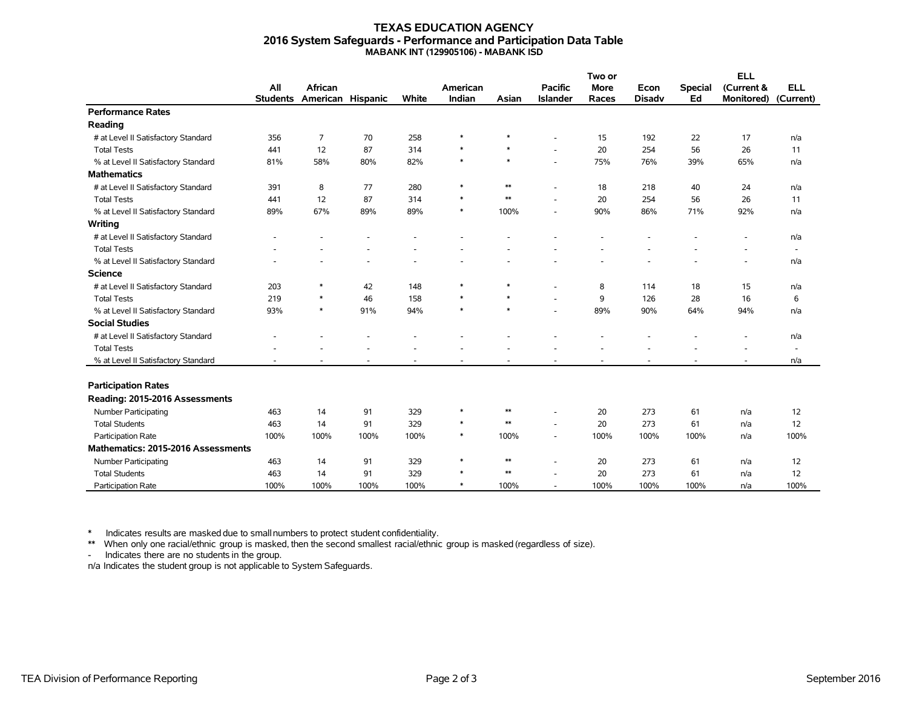# TEXAS EDUCATION AGENCY
## 2016 System Safeguards - Performance and Participation Data Table
### MABANK INT (129905106) - MABANK ISD

| | All Students | African American | Hispanic | White | American Indian | Asian | Pacific Islander | Two or More Races | Econ Disadv | Special Ed | ELL (Current & Monitored) | ELL (Current) |
|---|---|---|---|---|---|---|---|---|---|---|---|---|
| **Performance Rates** | | | | | | | | | | | | |
| **Reading** | | | | | | | | | | | | |
| # at Level II Satisfactory Standard | 356 | 7 | 70 | 258 | * | * | - | 15 | 192 | 22 | 17 | n/a |
| Total Tests | 441 | 12 | 87 | 314 | * | * | - | 20 | 254 | 56 | 26 | 11 |
| % at Level II Satisfactory Standard | 81% | 58% | 80% | 82% | * | * | - | 75% | 76% | 39% | 65% | n/a |
| **Mathematics** | | | | | | | | | | | | |
| # at Level II Satisfactory Standard | 391 | 8 | 77 | 280 | * | ** | - | 18 | 218 | 40 | 24 | n/a |
| Total Tests | 441 | 12 | 87 | 314 | * | ** | - | 20 | 254 | 56 | 26 | 11 |
| % at Level II Satisfactory Standard | 89% | 67% | 89% | 89% | * | 100% | - | 90% | 86% | 71% | 92% | n/a |
| **Writing** | | | | | | | | | | | | |
| # at Level II Satisfactory Standard | - | - | - | - | - | - | - | - | - | - | - | n/a |
| Total Tests | - | - | - | - | - | - | - | - | - | - | - | - |
| % at Level II Satisfactory Standard | - | - | - | - | - | - | - | - | - | - | - | n/a |
| **Science** | | | | | | | | | | | | |
| # at Level II Satisfactory Standard | 203 | * | 42 | 148 | * | * | - | 8 | 114 | 18 | 15 | n/a |
| Total Tests | 219 | * | 46 | 158 | * | * | - | 9 | 126 | 28 | 16 | 6 |
| % at Level II Satisfactory Standard | 93% | * | 91% | 94% | * | * | - | 89% | 90% | 64% | 94% | n/a |
| **Social Studies** | | | | | | | | | | | | |
| # at Level II Satisfactory Standard | - | - | - | - | - | - | - | - | - | - | - | n/a |
| Total Tests | - | - | - | - | - | - | - | - | - | - | - | - |
| % at Level II Satisfactory Standard | - | - | - | - | - | - | - | - | - | - | - | n/a |
| **Participation Rates** | | | | | | | | | | | | |
| **Reading: 2015-2016 Assessments** | | | | | | | | | | | | |
| Number Participating | 463 | 14 | 91 | 329 | * | ** | - | 20 | 273 | 61 | n/a | 12 |
| Total Students | 463 | 14 | 91 | 329 | * | ** | - | 20 | 273 | 61 | n/a | 12 |
| Participation Rate | 100% | 100% | 100% | 100% | * | 100% | - | 100% | 100% | 100% | n/a | 100% |
| **Mathematics: 2015-2016 Assessments** | | | | | | | | | | | | |
| Number Participating | 463 | 14 | 91 | 329 | * | ** | - | 20 | 273 | 61 | n/a | 12 |
| Total Students | 463 | 14 | 91 | 329 | * | ** | - | 20 | 273 | 61 | n/a | 12 |
| Participation Rate | 100% | 100% | 100% | 100% | * | 100% | - | 100% | 100% | 100% | n/a | 100% |

* Indicates results are masked due to small numbers to protect student confidentiality.

** When only one racial/ethnic group is masked, then the second smallest racial/ethnic group is masked (regardless of size).

- Indicates there are no students in the group.

n/a Indicates the student group is not applicable to System Safeguards.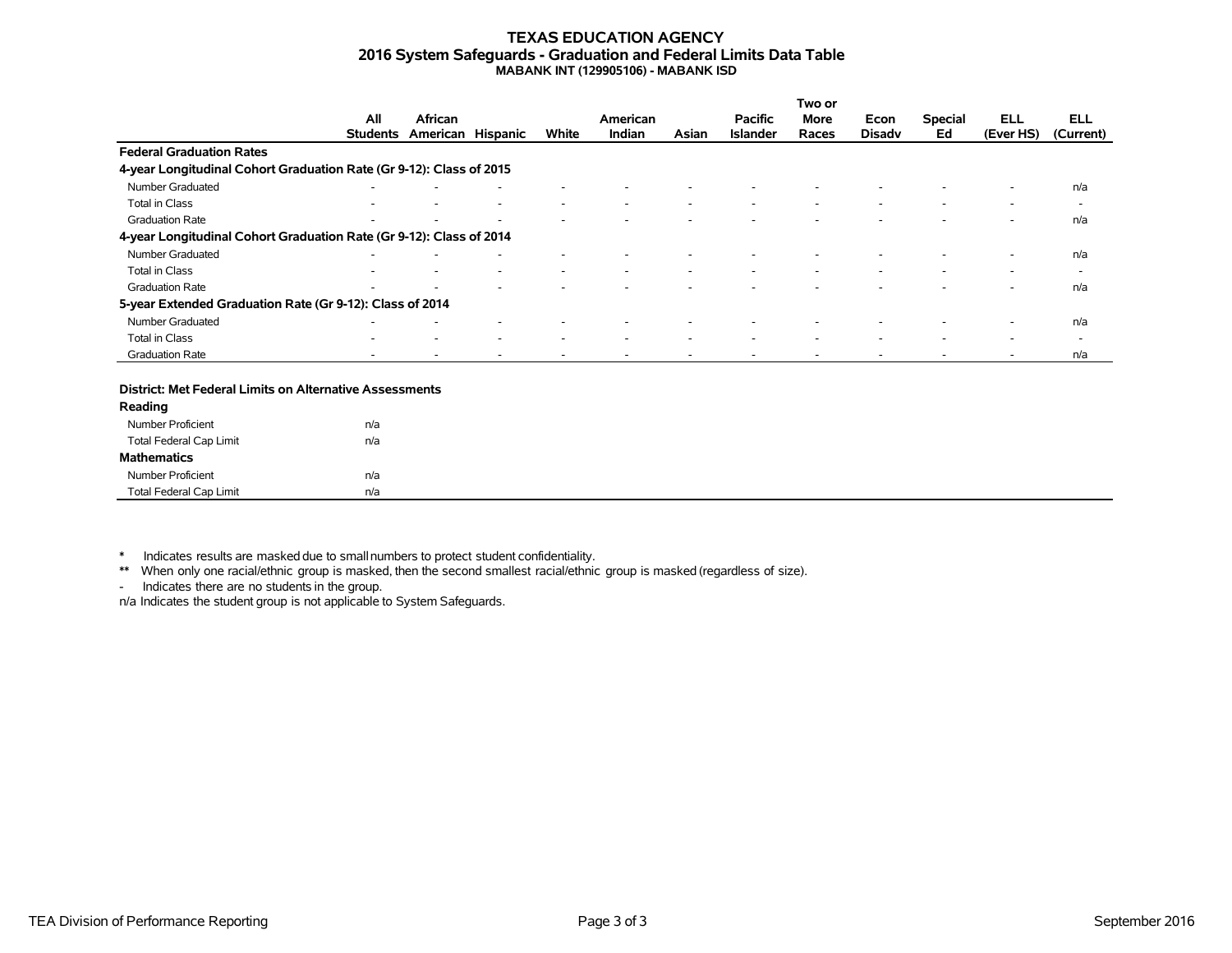# TEXAS EDUCATION AGENCY
## 2016 System Safeguards - Graduation and Federal Limits Data Table
### MABANK INT (129905106) - MABANK ISD

| | All Students | African American | Hispanic | White | American Indian | Asian | Pacific Islander | Two or More Races | Econ Disadv | Special Ed | ELL (Ever HS) | ELL (Current) |
|---|---|---|---|---|---|---|---|---|---|---|---|---|
| **Federal Graduation Rates** | | | | | | | | | | | | |
| **4-year Longitudinal Cohort Graduation Rate (Gr 9-12): Class of 2015** | | | | | | | | | | | | |
| Number Graduated | - | - | - | - | - | - | - | - | - | - | - | n/a |
| Total in Class | - | - | - | - | - | - | - | - | - | - | - | - |
| Graduation Rate | - | - | - | - | - | - | - | - | - | - | - | n/a |
| **4-year Longitudinal Cohort Graduation Rate (Gr 9-12): Class of 2014** | | | | | | | | | | | | |
| Number Graduated | - | - | - | - | - | - | - | - | - | - | - | n/a |
| Total in Class | - | - | - | - | - | - | - | - | - | - | - | - |
| Graduation Rate | - | - | - | - | - | - | - | - | - | - | - | n/a |
| **5-year Extended Graduation Rate (Gr 9-12): Class of 2014** | | | | | | | | | | | | |
| Number Graduated | - | - | - | - | - | - | - | - | - | - | - | n/a |
| Total in Class | - | - | - | - | - | - | - | - | - | - | - | - |
| Graduation Rate | - | - | - | - | - | - | - | - | - | - | - | n/a |

| **District: Met Federal Limits on Alternative Assessments** | |
|---|---|
| **Reading** | |
| Number Proficient | n/a |
| Total Federal Cap Limit | n/a |
| **Mathematics** | |
| Number Proficient | n/a |
| Total Federal Cap Limit | n/a |

\* Indicates results are masked due to small numbers to protect student confidentiality.

** When only one racial/ethnic group is masked, then the second smallest racial/ethnic group is masked (regardless of size).

\- Indicates there are no students in the group.

n/a Indicates the student group is not applicable to System Safeguards.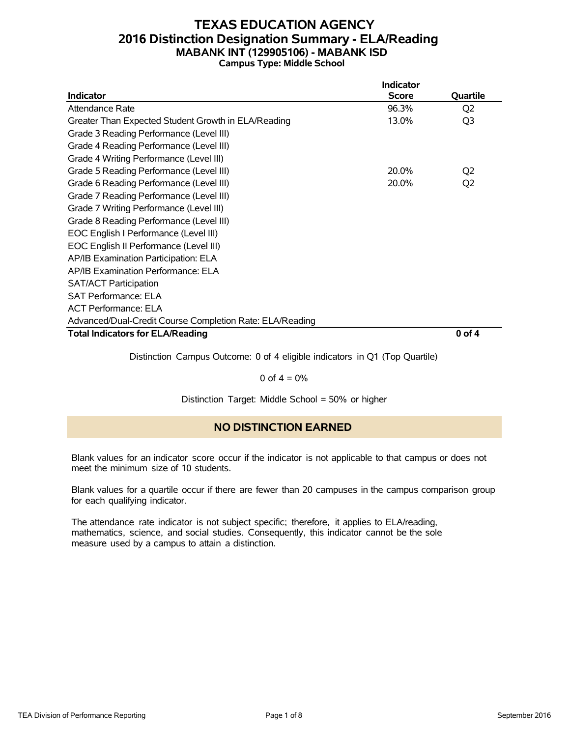# TEXAS EDUCATION AGENCY
## 2016 Distinction Designation Summary - ELA/Reading
### MABANK INT (129905106) - MABANK ISD
**Campus Type: Middle School**

| Indicator | Indicator Score | Quartile |
|---|---|---|
| Attendance Rate | 96.3% | Q2 |
| Greater Than Expected Student Growth in ELA/Reading | 13.0% | Q3 |
| Grade 3 Reading Performance (Level III) | | |
| Grade 4 Reading Performance (Level III) | | |
| Grade 4 Writing Performance (Level III) | | |
| Grade 5 Reading Performance (Level III) | 20.0% | Q2 |
| Grade 6 Reading Performance (Level III) | 20.0% | Q2 |
| Grade 7 Reading Performance (Level III) | | |
| Grade 7 Writing Performance (Level III) | | |
| Grade 8 Reading Performance (Level III) | | |
| EOC English I Performance (Level III) | | |
| EOC English II Performance (Level III) | | |
| AP/IB Examination Participation: ELA | | |
| AP/IB Examination Performance: ELA | | |
| SAT/ACT Participation | | |
| SAT Performance: ELA | | |
| ACT Performance: ELA | | |
| Advanced/Dual-Credit Course Completion Rate: ELA/Reading | | |
| **Total Indicators for ELA/Reading** | | **0 of 4** |

Distinction Campus Outcome: 0 of 4 eligible indicators in Q1 (Top Quartile)

0 of 4 = 0%

Distinction Target: Middle School = 50% or higher

**NO DISTINCTION EARNED**

Blank values for an indicator score occur if the indicator is not applicable to that campus or does not meet the minimum size of 10 students.

Blank values for a quartile occur if there are fewer than 20 campuses in the campus comparison group for each qualifying indicator.

The attendance rate indicator is not subject specific; therefore, it applies to ELA/reading, mathematics, science, and social studies. Consequently, this indicator cannot be the sole measure used by a campus to attain a distinction.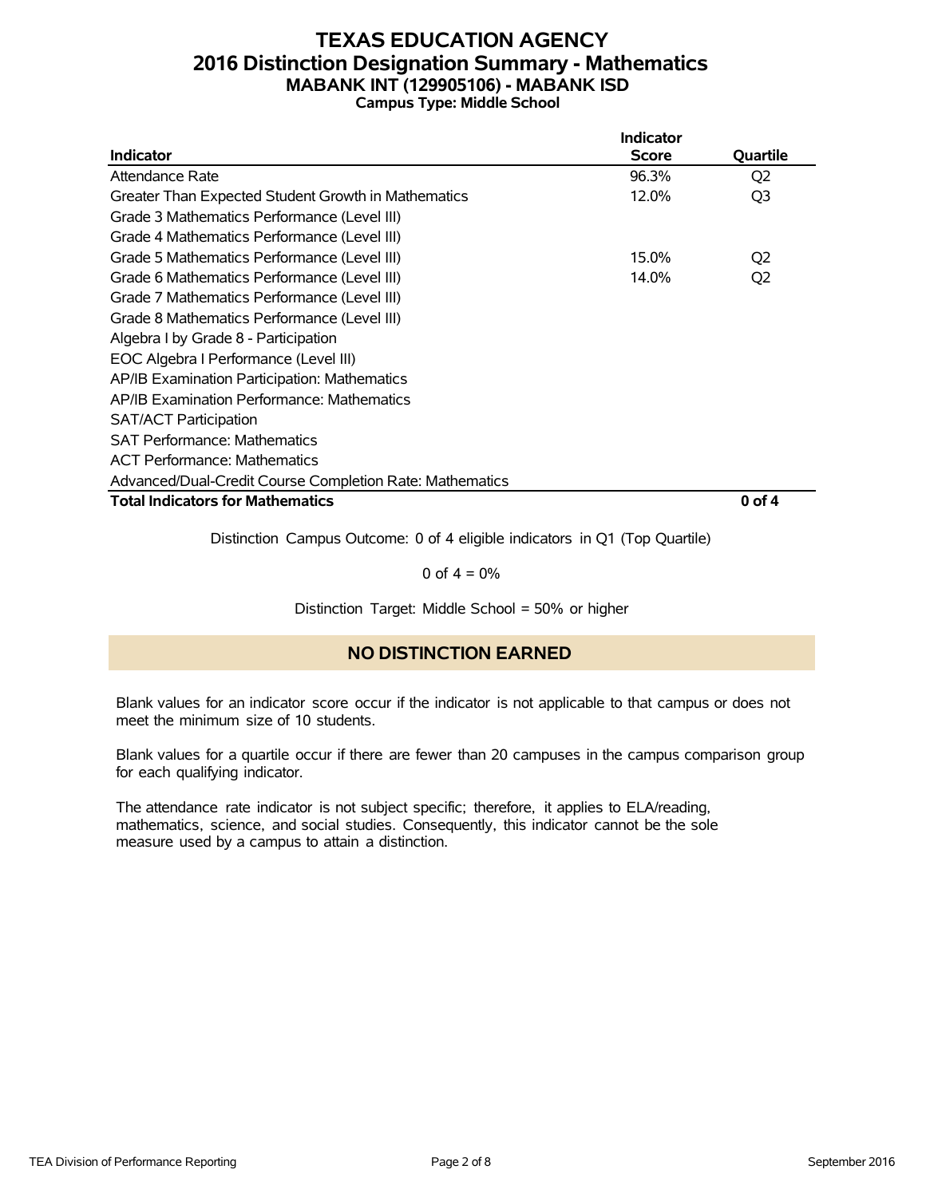# TEXAS EDUCATION AGENCY
## 2016 Distinction Designation Summary - Mathematics
### MABANK INT (129905106) - MABANK ISD
**Campus Type: Middle School**

| Indicator | Indicator Score | Quartile |
|---|---|---|
| Attendance Rate | 96.3% | Q2 |
| Greater Than Expected Student Growth in Mathematics | 12.0% | Q3 |
| Grade 3 Mathematics Performance (Level III) | | |
| Grade 4 Mathematics Performance (Level III) | | |
| Grade 5 Mathematics Performance (Level III) | 15.0% | Q2 |
| Grade 6 Mathematics Performance (Level III) | 14.0% | Q2 |
| Grade 7 Mathematics Performance (Level III) | | |
| Grade 8 Mathematics Performance (Level III) | | |
| Algebra I by Grade 8 - Participation | | |
| EOC Algebra I Performance (Level III) | | |
| AP/IB Examination Participation: Mathematics | | |
| AP/IB Examination Performance: Mathematics | | |
| SAT/ACT Participation | | |
| SAT Performance: Mathematics | | |
| ACT Performance: Mathematics | | |
| Advanced/Dual-Credit Course Completion Rate: Mathematics | | |
| **Total Indicators for Mathematics** | | **0 of 4** |

Distinction Campus Outcome: 0 of 4 eligible indicators in Q1 (Top Quartile)

0 of 4 = 0%

Distinction Target: Middle School = 50% or higher

**NO DISTINCTION EARNED**

Blank values for an indicator score occur if the indicator is not applicable to that campus or does not meet the minimum size of 10 students.

Blank values for a quartile occur if there are fewer than 20 campuses in the campus comparison group for each qualifying indicator.

The attendance rate indicator is not subject specific; therefore, it applies to ELA/reading, mathematics, science, and social studies. Consequently, this indicator cannot be the sole measure used by a campus to attain a distinction.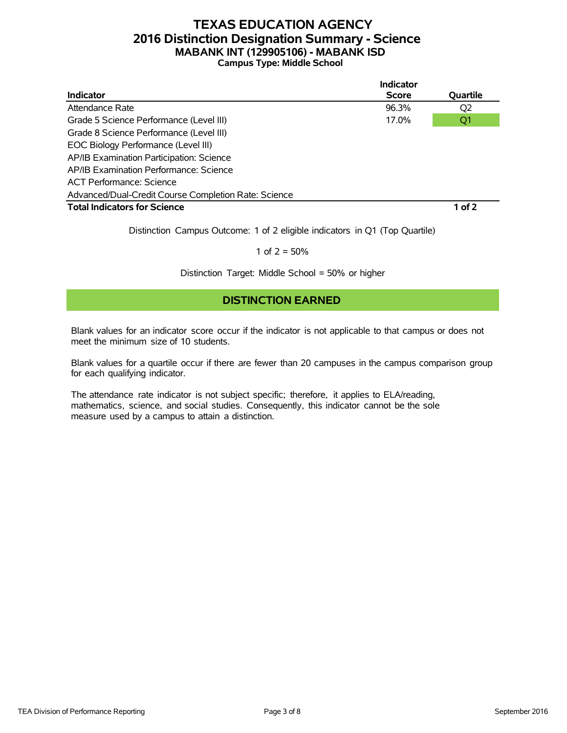# TEXAS EDUCATION AGENCY
## 2016 Distinction Designation Summary - Science
### MABANK INT (129905106) - MABANK ISD
**Campus Type: Middle School**

| Indicator | Indicator Score | Quartile |
|---|---|---|
| Attendance Rate | 96.3% | Q2 |
| Grade 5 Science Performance (Level III) | 17.0% | Q1 |
| Grade 8 Science Performance (Level III) | | |
| EOC Biology Performance (Level III) | | |
| AP/IB Examination Participation: Science | | |
| AP/IB Examination Performance: Science | | |
| ACT Performance: Science | | |
| Advanced/Dual-Credit Course Completion Rate: Science | | |
| **Total Indicators for Science** | | **1 of 2** |

Distinction Campus Outcome: 1 of 2 eligible indicators in Q1 (Top Quartile)

1 of 2 = 50%

Distinction Target: Middle School = 50% or higher

**DISTINCTION EARNED**

Blank values for an indicator score occur if the indicator is not applicable to that campus or does not meet the minimum size of 10 students.

Blank values for a quartile occur if there are fewer than 20 campuses in the campus comparison group for each qualifying indicator.

The attendance rate indicator is not subject specific; therefore, it applies to ELA/reading, mathematics, science, and social studies. Consequently, this indicator cannot be the sole measure used by a campus to attain a distinction.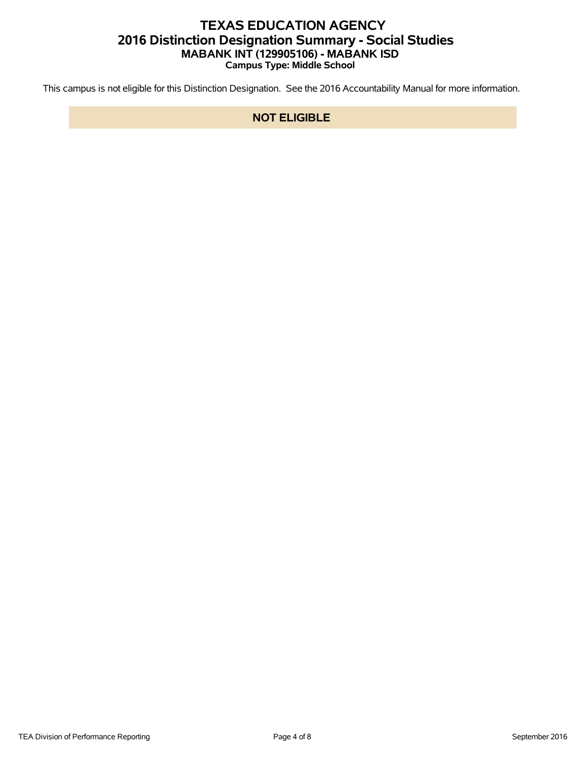# TEXAS EDUCATION AGENCY
## 2016 Distinction Designation Summary - Social Studies
### MABANK INT (129905106) - MABANK ISD
**Campus Type: Middle School**

This campus is not eligible for this Distinction Designation. See the 2016 Accountability Manual for more information.

**NOT ELIGIBLE**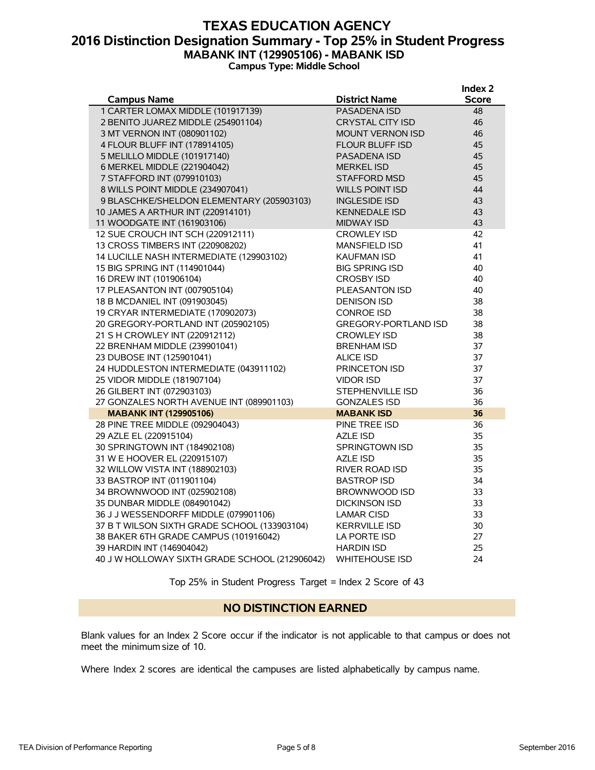# TEXAS EDUCATION AGENCY
## 2016 Distinction Designation Summary - Top 25% in Student Progress
### MABANK INT (129905106) - MABANK ISD
**Campus Type: Middle School**

| Campus Name | District Name | Index 2 Score |
|---|---|---|
| 1 CARTER LOMAX MIDDLE (101917139) | PASADENA ISD | 48 |
| 2 BENITO JUAREZ MIDDLE (254901104) | CRYSTAL CITY ISD | 46 |
| 3 MT VERNON INT (080901102) | MOUNT VERNON ISD | 46 |
| 4 FLOUR BLUFF INT (178914105) | FLOUR BLUFF ISD | 45 |
| 5 MELILLO MIDDLE (101917140) | PASADENA ISD | 45 |
| 6 MERKEL MIDDLE (221904042) | MERKEL ISD | 45 |
| 7 STAFFORD INT (079910103) | STAFFORD MSD | 45 |
| 8 WILLS POINT MIDDLE (234907041) | WILLS POINT ISD | 44 |
| 9 BLASCHKE/SHELDON ELEMENTARY (205903103) | INGLESIDE ISD | 43 |
| 10 JAMES A ARTHUR INT (220914101) | KENNEDALE ISD | 43 |
| 11 WOODGATE INT (161903106) | MIDWAY ISD | 43 |
| 12 SUE CROUCH INT SCH (220912111) | CROWLEY ISD | 42 |
| 13 CROSS TIMBERS INT (220908202) | MANSFIELD ISD | 41 |
| 14 LUCILLE NASH INTERMEDIATE (129903102) | KAUFMAN ISD | 41 |
| 15 BIG SPRING INT (114901044) | BIG SPRING ISD | 40 |
| 16 DREW INT (101906104) | CROSBY ISD | 40 |
| 17 PLEASANTON INT (007905104) | PLEASANTON ISD | 40 |
| 18 B MCDANIEL INT (091903045) | DENISON ISD | 38 |
| 19 CRYAR INTERMEDIATE (170902073) | CONROE ISD | 38 |
| 20 GREGORY-PORTLAND INT (205902105) | GREGORY-PORTLAND ISD | 38 |
| 21 S H CROWLEY INT (220912112) | CROWLEY ISD | 38 |
| 22 BRENHAM MIDDLE (239901041) | BRENHAM ISD | 37 |
| 23 DUBOSE INT (125901041) | ALICE ISD | 37 |
| 24 HUDDLESTON INTERMEDIATE (043911102) | PRINCETON ISD | 37 |
| 25 VIDOR MIDDLE (181907104) | VIDOR ISD | 37 |
| 26 GILBERT INT (072903103) | STEPHENVILLE ISD | 36 |
| 27 GONZALES NORTH AVENUE INT (089901103) | GONZALES ISD | 36 |
| **MABANK INT (129905106)** | **MABANK ISD** | **36** |
| 28 PINE TREE MIDDLE (092904043) | PINE TREE ISD | 36 |
| 29 AZLE EL (220915104) | AZLE ISD | 35 |
| 30 SPRINGTOWN INT (184902108) | SPRINGTOWN ISD | 35 |
| 31 W E HOOVER EL (220915107) | AZLE ISD | 35 |
| 32 WILLOW VISTA INT (188902103) | RIVER ROAD ISD | 35 |
| 33 BASTROP INT (011901104) | BASTROP ISD | 34 |
| 34 BROWNWOOD INT (025902108) | BROWNWOOD ISD | 33 |
| 35 DUNBAR MIDDLE (084901042) | DICKINSON ISD | 33 |
| 36 J J WESSENDORFF MIDDLE (079901106) | LAMAR CISD | 33 |
| 37 B T WILSON SIXTH GRADE SCHOOL (133903104) | KERRVILLE ISD | 30 |
| 38 BAKER 6TH GRADE CAMPUS (101916042) | LA PORTE ISD | 27 |
| 39 HARDIN INT (146904042) | HARDIN ISD | 25 |
| 40 J W HOLLOWAY SIXTH GRADE SCHOOL (212906042) | WHITEHOUSE ISD | 24 |

Top 25% in Student Progress Target = Index 2 Score of 43

**NO DISTINCTION EARNED**

Blank values for an Index 2 Score occur if the indicator is not applicable to that campus or does not meet the minimum size of 10.

Where Index 2 scores are identical the campuses are listed alphabetically by campus name.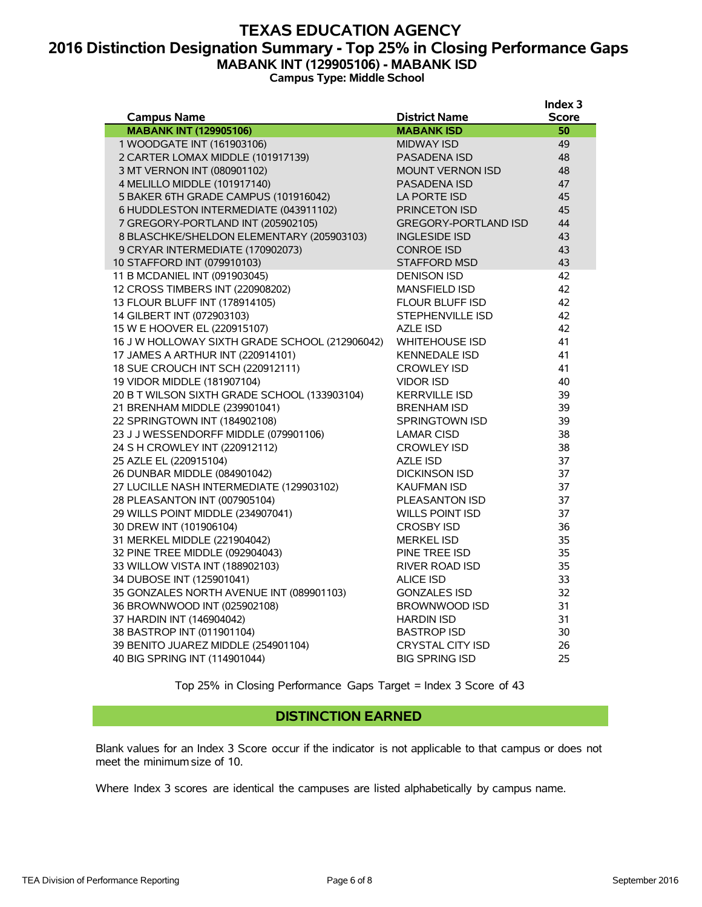# TEXAS EDUCATION AGENCY

## 2016 Distinction Designation Summary - Top 25% in Closing Performance Gaps

### MABANK INT (129905106) - MABANK ISD

**Campus Type: Middle School**

| Campus Name | District Name | Index 3 Score |
|---|---|---|
| **MABANK INT (129905106)** | **MABANK ISD** | **50** |
| 1 WOODGATE INT (161903106) | MIDWAY ISD | 49 |
| 2 CARTER LOMAX MIDDLE (101917139) | PASADENA ISD | 48 |
| 3 MT VERNON INT (080901102) | MOUNT VERNON ISD | 48 |
| 4 MELILLO MIDDLE (101917140) | PASADENA ISD | 47 |
| 5 BAKER 6TH GRADE CAMPUS (101916042) | LA PORTE ISD | 45 |
| 6 HUDDLESTON INTERMEDIATE (043911102) | PRINCETON ISD | 45 |
| 7 GREGORY-PORTLAND INT (205902105) | GREGORY-PORTLAND ISD | 44 |
| 8 BLASCHKE/SHELDON ELEMENTARY (205903103) | INGLESIDE ISD | 43 |
| 9 CRYAR INTERMEDIATE (170902073) | CONROE ISD | 43 |
| 10 STAFFORD INT (079910103) | STAFFORD MSD | 43 |
| 11 B MCDANIEL INT (091903045) | DENISON ISD | 42 |
| 12 CROSS TIMBERS INT (220908202) | MANSFIELD ISD | 42 |
| 13 FLOUR BLUFF INT (178914105) | FLOUR BLUFF ISD | 42 |
| 14 GILBERT INT (072903103) | STEPHENVILLE ISD | 42 |
| 15 W E HOOVER EL (220915107) | AZLE ISD | 42 |
| 16 J W HOLLOWAY SIXTH GRADE SCHOOL (212906042) | WHITEHOUSE ISD | 41 |
| 17 JAMES A ARTHUR INT (220914101) | KENNEDALE ISD | 41 |
| 18 SUE CROUCH INT SCH (220912111) | CROWLEY ISD | 41 |
| 19 VIDOR MIDDLE (181907104) | VIDOR ISD | 40 |
| 20 B T WILSON SIXTH GRADE SCHOOL (133903104) | KERRVILLE ISD | 39 |
| 21 BRENHAM MIDDLE (239901041) | BRENHAM ISD | 39 |
| 22 SPRINGTOWN INT (184902108) | SPRINGTOWN ISD | 39 |
| 23 J J WESSENDORFF MIDDLE (079901106) | LAMAR CISD | 38 |
| 24 S H CROWLEY INT (220912112) | CROWLEY ISD | 38 |
| 25 AZLE EL (220915104) | AZLE ISD | 37 |
| 26 DUNBAR MIDDLE (084901042) | DICKINSON ISD | 37 |
| 27 LUCILLE NASH INTERMEDIATE (129903102) | KAUFMAN ISD | 37 |
| 28 PLEASANTON INT (007905104) | PLEASANTON ISD | 37 |
| 29 WILLS POINT MIDDLE (234907041) | WILLS POINT ISD | 37 |
| 30 DREW INT (101906104) | CROSBY ISD | 36 |
| 31 MERKEL MIDDLE (221904042) | MERKEL ISD | 35 |
| 32 PINE TREE MIDDLE (092904043) | PINE TREE ISD | 35 |
| 33 WILLOW VISTA INT (188902103) | RIVER ROAD ISD | 35 |
| 34 DUBOSE INT (125901041) | ALICE ISD | 33 |
| 35 GONZALES NORTH AVENUE INT (089901103) | GONZALES ISD | 32 |
| 36 BROWNWOOD INT (025902108) | BROWNWOOD ISD | 31 |
| 37 HARDIN INT (146904042) | HARDIN ISD | 31 |
| 38 BASTROP INT (011901104) | BASTROP ISD | 30 |
| 39 BENITO JUAREZ MIDDLE (254901104) | CRYSTAL CITY ISD | 26 |
| 40 BIG SPRING INT (114901044) | BIG SPRING ISD | 25 |

Top 25% in Closing Performance Gaps Target = Index 3 Score of 43

**DISTINCTION EARNED**

Blank values for an Index 3 Score occur if the indicator is not applicable to that campus or does not meet the minimum size of 10.

Where Index 3 scores are identical the campuses are listed alphabetically by campus name.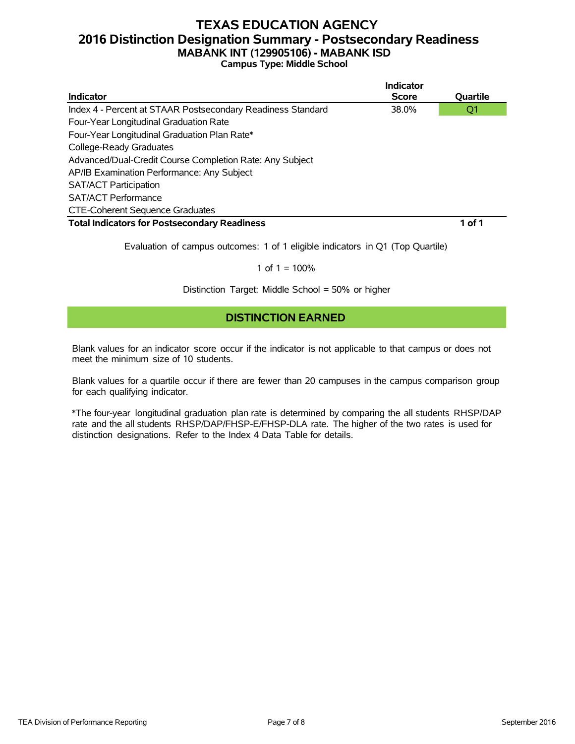# TEXAS EDUCATION AGENCY
## 2016 Distinction Designation Summary - Postsecondary Readiness
### MABANK INT (129905106) - MABANK ISD
**Campus Type: Middle School**

| Indicator | Indicator Score | Quartile |
|---|---|---|
| Index 4 - Percent at STAAR Postsecondary Readiness Standard | 38.0% | Q1 |
| Four-Year Longitudinal Graduation Rate | | |
| Four-Year Longitudinal Graduation Plan Rate* | | |
| College-Ready Graduates | | |
| Advanced/Dual-Credit Course Completion Rate: Any Subject | | |
| AP/IB Examination Performance: Any Subject | | |
| SAT/ACT Participation | | |
| SAT/ACT Performance | | |
| CTE-Coherent Sequence Graduates | | |
| **Total Indicators for Postsecondary Readiness** | | **1 of 1** |

Evaluation of campus outcomes: 1 of 1 eligible indicators in Q1 (Top Quartile)

1 of 1 = 100%

Distinction Target: Middle School = 50% or higher

**DISTINCTION EARNED**

Blank values for an indicator score occur if the indicator is not applicable to that campus or does not meet the minimum size of 10 students.

Blank values for a quartile occur if there are fewer than 20 campuses in the campus comparison group for each qualifying indicator.

*The four-year longitudinal graduation plan rate is determined by comparing the all students RHSP/DAP rate and the all students RHSP/DAP/FHSP-E/FHSP-DLA rate. The higher of the two rates is used for distinction designations. Refer to the Index 4 Data Table for details.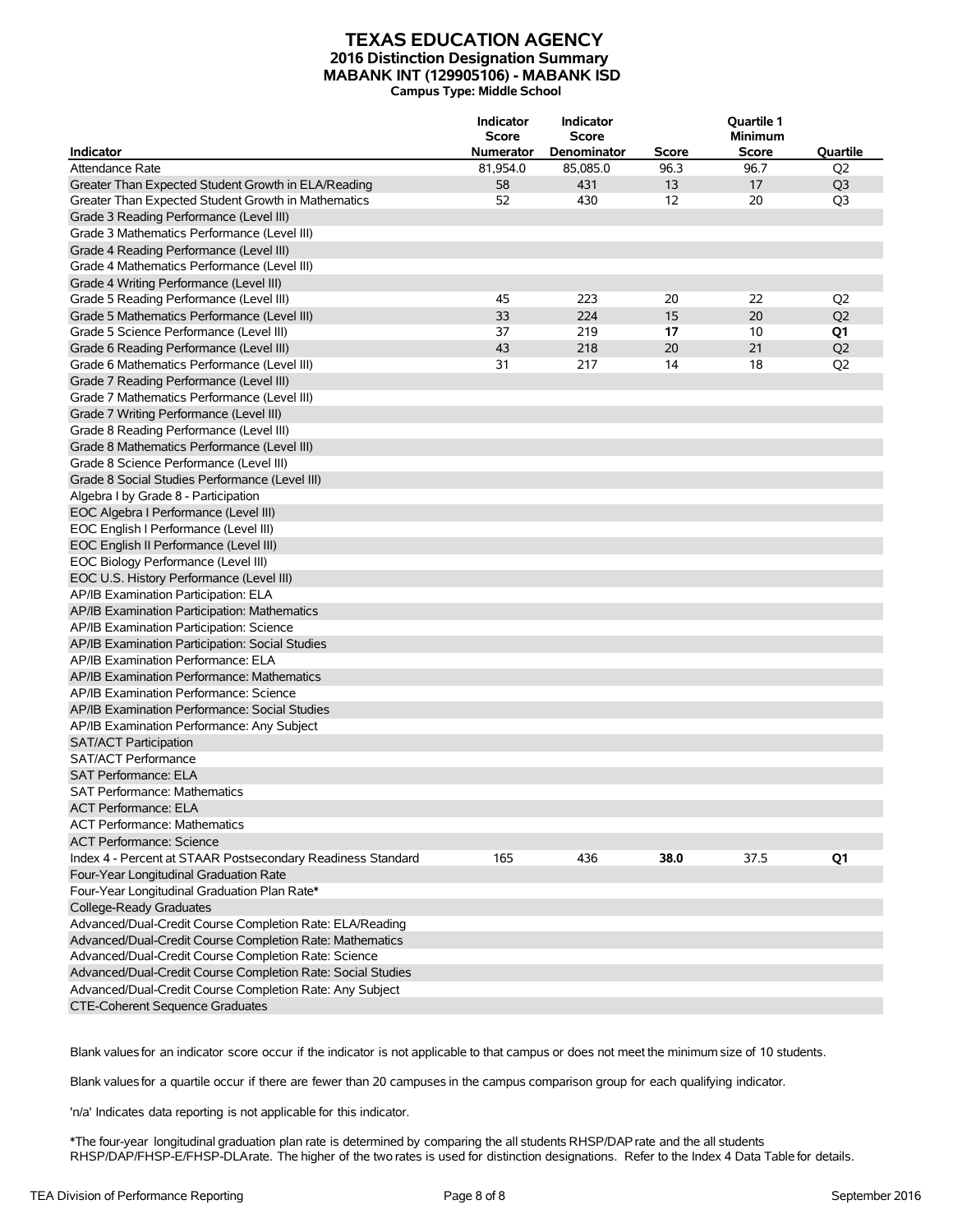# TEXAS EDUCATION AGENCY
## 2016 Distinction Designation Summary
## MABANK INT (129905106) - MABANK ISD
**Campus Type: Middle School**

| Indicator | Indicator Score Numerator | Indicator Score Denominator | Score | Quartile 1 Minimum Score | Quartile |
|---|---|---|---|---|---|
| Attendance Rate | 81,954.0 | 85,085.0 | 96.3 | 96.7 | Q2 |
| Greater Than Expected Student Growth in ELA/Reading | 58 | 431 | 13 | 17 | Q3 |
| Greater Than Expected Student Growth in Mathematics | 52 | 430 | 12 | 20 | Q3 |
| Grade 3 Reading Performance (Level III) | | | | | |
| Grade 3 Mathematics Performance (Level III) | | | | | |
| Grade 4 Reading Performance (Level III) | | | | | |
| Grade 4 Mathematics Performance (Level III) | | | | | |
| Grade 4 Writing Performance (Level III) | | | | | |
| Grade 5 Reading Performance (Level III) | 45 | 223 | 20 | 22 | Q2 |
| Grade 5 Mathematics Performance (Level III) | 33 | 224 | 15 | 20 | Q2 |
| Grade 5 Science Performance (Level III) | 37 | 219 | **17** | 10 | **Q1** |
| Grade 6 Reading Performance (Level III) | 43 | 218 | 20 | 21 | Q2 |
| Grade 6 Mathematics Performance (Level III) | 31 | 217 | 14 | 18 | Q2 |
| Grade 7 Reading Performance (Level III) | | | | | |
| Grade 7 Mathematics Performance (Level III) | | | | | |
| Grade 7 Writing Performance (Level III) | | | | | |
| Grade 8 Reading Performance (Level III) | | | | | |
| Grade 8 Mathematics Performance (Level III) | | | | | |
| Grade 8 Science Performance (Level III) | | | | | |
| Grade 8 Social Studies Performance (Level III) | | | | | |
| Algebra I by Grade 8 - Participation | | | | | |
| EOC Algebra I Performance (Level III) | | | | | |
| EOC English I Performance (Level III) | | | | | |
| EOC English II Performance (Level III) | | | | | |
| EOC Biology Performance (Level III) | | | | | |
| EOC U.S. History Performance (Level III) | | | | | |
| AP/IB Examination Participation: ELA | | | | | |
| AP/IB Examination Participation: Mathematics | | | | | |
| AP/IB Examination Participation: Science | | | | | |
| AP/IB Examination Participation: Social Studies | | | | | |
| AP/IB Examination Performance: ELA | | | | | |
| AP/IB Examination Performance: Mathematics | | | | | |
| AP/IB Examination Performance: Science | | | | | |
| AP/IB Examination Performance: Social Studies | | | | | |
| AP/IB Examination Performance: Any Subject | | | | | |
| SAT/ACT Participation | | | | | |
| SAT/ACT Performance | | | | | |
| SAT Performance: ELA | | | | | |
| SAT Performance: Mathematics | | | | | |
| ACT Performance: ELA | | | | | |
| ACT Performance: Mathematics | | | | | |
| ACT Performance: Science | | | | | |
| Index 4 - Percent at STAAR Postsecondary Readiness Standard | 165 | 436 | **38.0** | 37.5 | **Q1** |
| Four-Year Longitudinal Graduation Rate | | | | | |
| Four-Year Longitudinal Graduation Plan Rate* | | | | | |
| College-Ready Graduates | | | | | |
| Advanced/Dual-Credit Course Completion Rate: ELA/Reading | | | | | |
| Advanced/Dual-Credit Course Completion Rate: Mathematics | | | | | |
| Advanced/Dual-Credit Course Completion Rate: Science | | | | | |
| Advanced/Dual-Credit Course Completion Rate: Social Studies | | | | | |
| Advanced/Dual-Credit Course Completion Rate: Any Subject | | | | | |
| CTE-Coherent Sequence Graduates | | | | | |

Blank values for an indicator score occur if the indicator is not applicable to that campus or does not meet the minimum size of 10 students.

Blank values for a quartile occur if there are fewer than 20 campuses in the campus comparison group for each qualifying indicator.

'n/a' Indicates data reporting is not applicable for this indicator.

*The four-year longitudinal graduation plan rate is determined by comparing the all students RHSP/DAP rate and the all students RHSP/DAP/FHSP-E/FHSP-DLA rate. The higher of the two rates is used for distinction designations. Refer to the Index 4 Data Table for details.